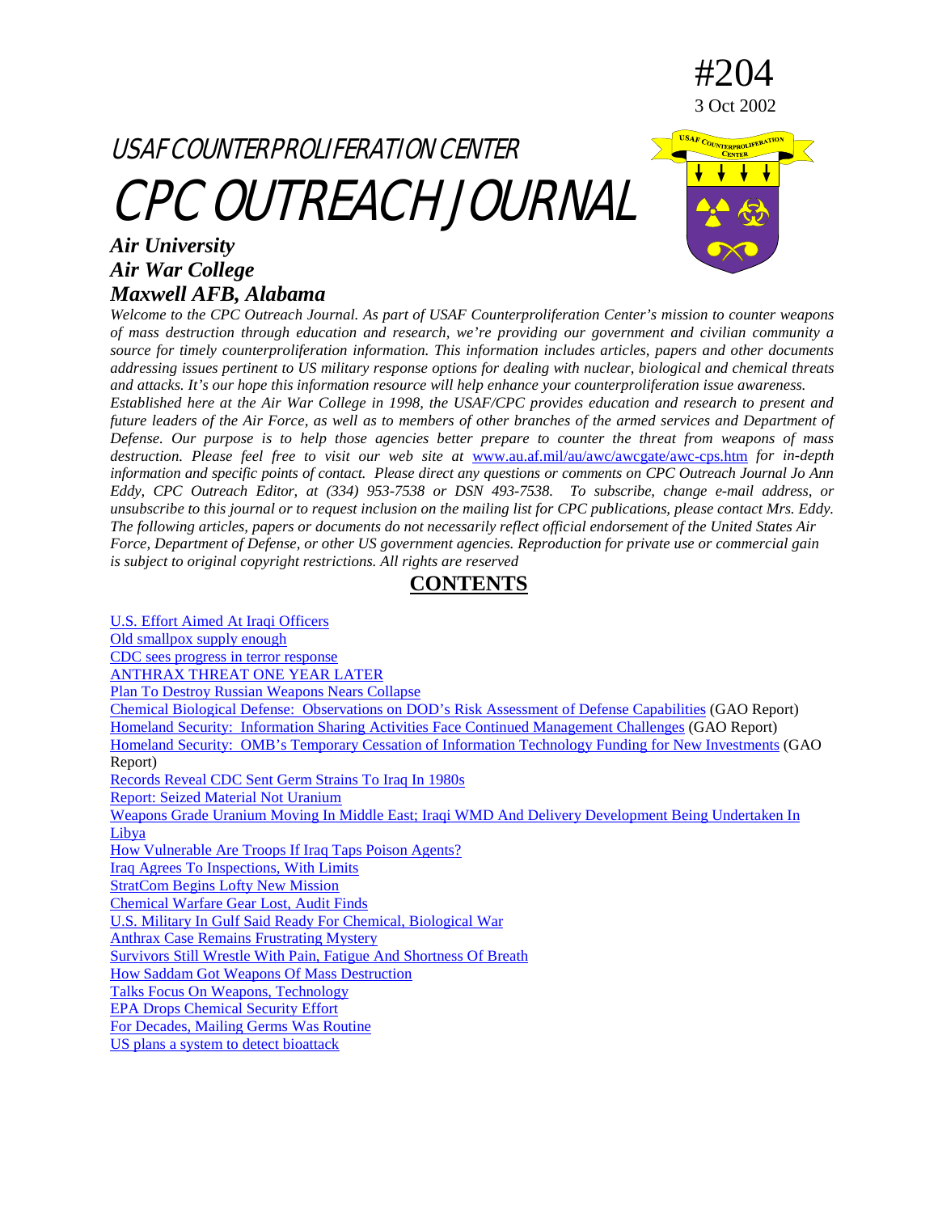#204

3 Oct 2002

# USAF COUNTERPROLIFERATION CENTER

# CPC OUTREACH JOURNAL

***Air University***
***Air War College***
***Maxwell AFB, Alabama***

*Welcome to the CPC Outreach Journal. As part of USAF Counterproliferation Center's mission to counter weapons of mass destruction through education and research, we're providing our government and civilian community a source for timely counterproliferation information. This information includes articles, papers and other documents addressing issues pertinent to US military response options for dealing with nuclear, biological and chemical threats and attacks. It's our hope this information resource will help enhance your counterproliferation issue awareness.*

*Established here at the Air War College in 1998, the USAF/CPC provides education and research to present and future leaders of the Air Force, as well as to members of other branches of the armed services and Department of Defense. Our purpose is to help those agencies better prepare to counter the threat from weapons of mass destruction. Please feel free to visit our web site at* www.au.af.mil/au/awc/awcgate/awc-cps.htm *for in-depth information and specific points of contact. Please direct any questions or comments on CPC Outreach Journal Jo Ann Eddy, CPC Outreach Editor, at (334) 953-7538 or DSN 493-7538. To subscribe, change e-mail address, or unsubscribe to this journal or to request inclusion on the mailing list for CPC publications, please contact Mrs. Eddy.*

*The following articles, papers or documents do not necessarily reflect official endorsement of the United States Air Force, Department of Defense, or other US government agencies. Reproduction for private use or commercial gain is subject to original copyright restrictions. All rights are reserved*

## CONTENTS

U.S. Effort Aimed At Iraqi Officers
Old smallpox supply enough
CDC sees progress in terror response
ANTHRAX THREAT ONE YEAR LATER
Plan To Destroy Russian Weapons Nears Collapse
Chemical Biological Defense: Observations on DOD's Risk Assessment of Defense Capabilities (GAO Report)
Homeland Security: Information Sharing Activities Face Continued Management Challenges (GAO Report)
Homeland Security: OMB's Temporary Cessation of Information Technology Funding for New Investments (GAO Report)
Records Reveal CDC Sent Germ Strains To Iraq In 1980s
Report: Seized Material Not Uranium
Weapons Grade Uranium Moving In Middle East; Iraqi WMD And Delivery Development Being Undertaken In Libya
How Vulnerable Are Troops If Iraq Taps Poison Agents?
Iraq Agrees To Inspections, With Limits
StratCom Begins Lofty New Mission
Chemical Warfare Gear Lost, Audit Finds
U.S. Military In Gulf Said Ready For Chemical, Biological War
Anthrax Case Remains Frustrating Mystery
Survivors Still Wrestle With Pain, Fatigue And Shortness Of Breath
How Saddam Got Weapons Of Mass Destruction
Talks Focus On Weapons, Technology
EPA Drops Chemical Security Effort
For Decades, Mailing Germs Was Routine
US plans a system to detect bioattack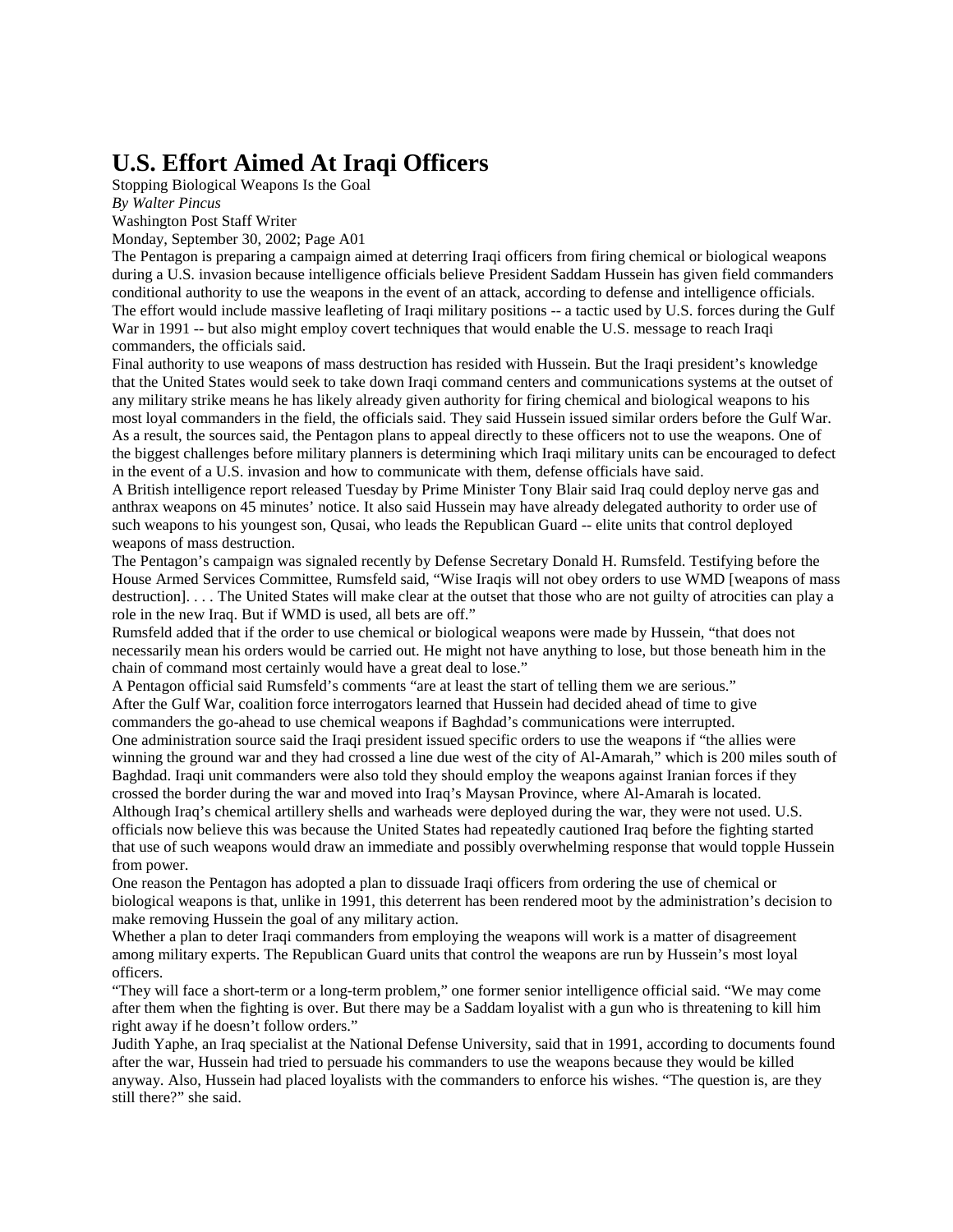# U.S. Effort Aimed At Iraqi Officers

Stopping Biological Weapons Is the Goal

*By Walter Pincus*

Washington Post Staff Writer

Monday, September 30, 2002; Page A01

The Pentagon is preparing a campaign aimed at deterring Iraqi officers from firing chemical or biological weapons during a U.S. invasion because intelligence officials believe President Saddam Hussein has given field commanders conditional authority to use the weapons in the event of an attack, according to defense and intelligence officials.

The effort would include massive leafleting of Iraqi military positions -- a tactic used by U.S. forces during the Gulf War in 1991 -- but also might employ covert techniques that would enable the U.S. message to reach Iraqi commanders, the officials said.

Final authority to use weapons of mass destruction has resided with Hussein. But the Iraqi president's knowledge that the United States would seek to take down Iraqi command centers and communications systems at the outset of any military strike means he has likely already given authority for firing chemical and biological weapons to his most loyal commanders in the field, the officials said. They said Hussein issued similar orders before the Gulf War.

As a result, the sources said, the Pentagon plans to appeal directly to these officers not to use the weapons. One of the biggest challenges before military planners is determining which Iraqi military units can be encouraged to defect in the event of a U.S. invasion and how to communicate with them, defense officials have said.

A British intelligence report released Tuesday by Prime Minister Tony Blair said Iraq could deploy nerve gas and anthrax weapons on 45 minutes' notice. It also said Hussein may have already delegated authority to order use of such weapons to his youngest son, Qusai, who leads the Republican Guard -- elite units that control deployed weapons of mass destruction.

The Pentagon's campaign was signaled recently by Defense Secretary Donald H. Rumsfeld. Testifying before the House Armed Services Committee, Rumsfeld said, "Wise Iraqis will not obey orders to use WMD [weapons of mass destruction]. . . . The United States will make clear at the outset that those who are not guilty of atrocities can play a role in the new Iraq. But if WMD is used, all bets are off."

Rumsfeld added that if the order to use chemical or biological weapons were made by Hussein, "that does not necessarily mean his orders would be carried out. He might not have anything to lose, but those beneath him in the chain of command most certainly would have a great deal to lose."

A Pentagon official said Rumsfeld's comments "are at least the start of telling them we are serious."

After the Gulf War, coalition force interrogators learned that Hussein had decided ahead of time to give commanders the go-ahead to use chemical weapons if Baghdad's communications were interrupted.

One administration source said the Iraqi president issued specific orders to use the weapons if "the allies were winning the ground war and they had crossed a line due west of the city of Al-Amarah," which is 200 miles south of Baghdad. Iraqi unit commanders were also told they should employ the weapons against Iranian forces if they crossed the border during the war and moved into Iraq's Maysan Province, where Al-Amarah is located.

Although Iraq's chemical artillery shells and warheads were deployed during the war, they were not used. U.S. officials now believe this was because the United States had repeatedly cautioned Iraq before the fighting started that use of such weapons would draw an immediate and possibly overwhelming response that would topple Hussein from power.

One reason the Pentagon has adopted a plan to dissuade Iraqi officers from ordering the use of chemical or biological weapons is that, unlike in 1991, this deterrent has been rendered moot by the administration's decision to make removing Hussein the goal of any military action.

Whether a plan to deter Iraqi commanders from employing the weapons will work is a matter of disagreement among military experts. The Republican Guard units that control the weapons are run by Hussein's most loyal officers.

"They will face a short-term or a long-term problem," one former senior intelligence official said. "We may come after them when the fighting is over. But there may be a Saddam loyalist with a gun who is threatening to kill him right away if he doesn't follow orders."

Judith Yaphe, an Iraq specialist at the National Defense University, said that in 1991, according to documents found after the war, Hussein had tried to persuade his commanders to use the weapons because they would be killed anyway. Also, Hussein had placed loyalists with the commanders to enforce his wishes. "The question is, are they still there?" she said.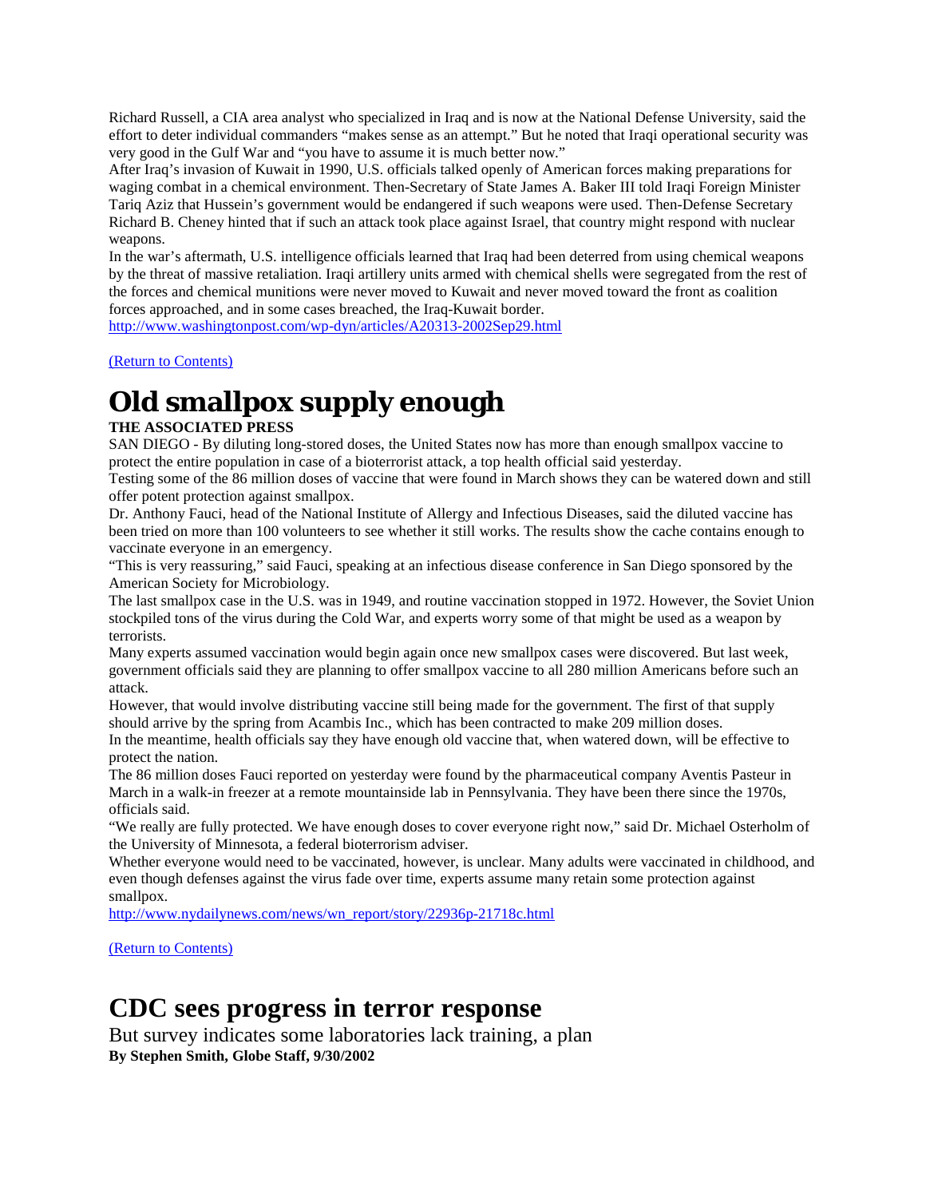Richard Russell, a CIA area analyst who specialized in Iraq and is now at the National Defense University, said the effort to deter individual commanders "makes sense as an attempt." But he noted that Iraqi operational security was very good in the Gulf War and "you have to assume it is much better now."

After Iraq's invasion of Kuwait in 1990, U.S. officials talked openly of American forces making preparations for waging combat in a chemical environment. Then-Secretary of State James A. Baker III told Iraqi Foreign Minister Tariq Aziz that Hussein's government would be endangered if such weapons were used. Then-Defense Secretary Richard B. Cheney hinted that if such an attack took place against Israel, that country might respond with nuclear weapons.

In the war's aftermath, U.S. intelligence officials learned that Iraq had been deterred from using chemical weapons by the threat of massive retaliation. Iraqi artillery units armed with chemical shells were segregated from the rest of the forces and chemical munitions were never moved to Kuwait and never moved toward the front as coalition forces approached, and in some cases breached, the Iraq-Kuwait border.

http://www.washingtonpost.com/wp-dyn/articles/A20313-2002Sep29.html

(Return to Contents)

# Old smallpox supply enough

**THE ASSOCIATED PRESS**

SAN DIEGO - By diluting long-stored doses, the United States now has more than enough smallpox vaccine to protect the entire population in case of a bioterrorist attack, a top health official said yesterday.

Testing some of the 86 million doses of vaccine that were found in March shows they can be watered down and still offer potent protection against smallpox.

Dr. Anthony Fauci, head of the National Institute of Allergy and Infectious Diseases, said the diluted vaccine has been tried on more than 100 volunteers to see whether it still works. The results show the cache contains enough to vaccinate everyone in an emergency.

"This is very reassuring," said Fauci, speaking at an infectious disease conference in San Diego sponsored by the American Society for Microbiology.

The last smallpox case in the U.S. was in 1949, and routine vaccination stopped in 1972. However, the Soviet Union stockpiled tons of the virus during the Cold War, and experts worry some of that might be used as a weapon by terrorists.

Many experts assumed vaccination would begin again once new smallpox cases were discovered. But last week, government officials said they are planning to offer smallpox vaccine to all 280 million Americans before such an attack.

However, that would involve distributing vaccine still being made for the government. The first of that supply should arrive by the spring from Acambis Inc., which has been contracted to make 209 million doses.

In the meantime, health officials say they have enough old vaccine that, when watered down, will be effective to protect the nation.

The 86 million doses Fauci reported on yesterday were found by the pharmaceutical company Aventis Pasteur in March in a walk-in freezer at a remote mountainside lab in Pennsylvania. They have been there since the 1970s, officials said.

"We really are fully protected. We have enough doses to cover everyone right now," said Dr. Michael Osterholm of the University of Minnesota, a federal bioterrorism adviser.

Whether everyone would need to be vaccinated, however, is unclear. Many adults were vaccinated in childhood, and even though defenses against the virus fade over time, experts assume many retain some protection against smallpox.

http://www.nydailynews.com/news/wn_report/story/22936p-21718c.html

(Return to Contents)

# CDC sees progress in terror response

But survey indicates some laboratories lack training, a plan

**By Stephen Smith, Globe Staff, 9/30/2002**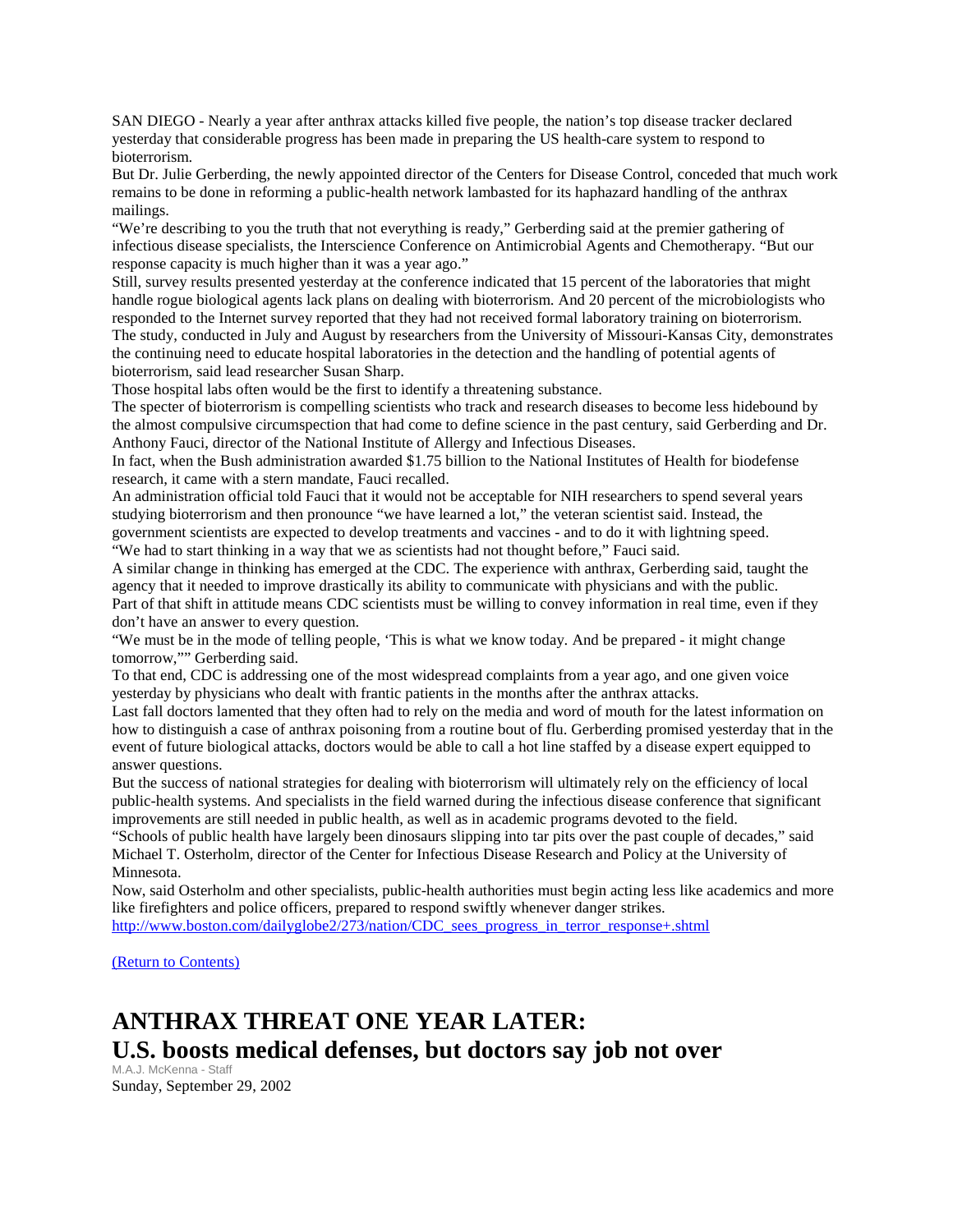SAN DIEGO - Nearly a year after anthrax attacks killed five people, the nation's top disease tracker declared yesterday that considerable progress has been made in preparing the US health-care system to respond to bioterrorism.

But Dr. Julie Gerberding, the newly appointed director of the Centers for Disease Control, conceded that much work remains to be done in reforming a public-health network lambasted for its haphazard handling of the anthrax mailings.

"We're describing to you the truth that not everything is ready," Gerberding said at the premier gathering of infectious disease specialists, the Interscience Conference on Antimicrobial Agents and Chemotherapy. "But our response capacity is much higher than it was a year ago."

Still, survey results presented yesterday at the conference indicated that 15 percent of the laboratories that might handle rogue biological agents lack plans on dealing with bioterrorism. And 20 percent of the microbiologists who responded to the Internet survey reported that they had not received formal laboratory training on bioterrorism.

The study, conducted in July and August by researchers from the University of Missouri-Kansas City, demonstrates the continuing need to educate hospital laboratories in the detection and the handling of potential agents of bioterrorism, said lead researcher Susan Sharp.

Those hospital labs often would be the first to identify a threatening substance.

The specter of bioterrorism is compelling scientists who track and research diseases to become less hidebound by the almost compulsive circumspection that had come to define science in the past century, said Gerberding and Dr. Anthony Fauci, director of the National Institute of Allergy and Infectious Diseases.

In fact, when the Bush administration awarded $1.75 billion to the National Institutes of Health for biodefense research, it came with a stern mandate, Fauci recalled.

An administration official told Fauci that it would not be acceptable for NIH researchers to spend several years studying bioterrorism and then pronounce "we have learned a lot," the veteran scientist said. Instead, the government scientists are expected to develop treatments and vaccines - and to do it with lightning speed.

"We had to start thinking in a way that we as scientists had not thought before," Fauci said.

A similar change in thinking has emerged at the CDC. The experience with anthrax, Gerberding said, taught the agency that it needed to improve drastically its ability to communicate with physicians and with the public.

Part of that shift in attitude means CDC scientists must be willing to convey information in real time, even if they don't have an answer to every question.

"We must be in the mode of telling people, 'This is what we know today. And be prepared - it might change tomorrow,"" Gerberding said.

To that end, CDC is addressing one of the most widespread complaints from a year ago, and one given voice yesterday by physicians who dealt with frantic patients in the months after the anthrax attacks.

Last fall doctors lamented that they often had to rely on the media and word of mouth for the latest information on how to distinguish a case of anthrax poisoning from a routine bout of flu. Gerberding promised yesterday that in the event of future biological attacks, doctors would be able to call a hot line staffed by a disease expert equipped to answer questions.

But the success of national strategies for dealing with bioterrorism will ultimately rely on the efficiency of local public-health systems. And specialists in the field warned during the infectious disease conference that significant improvements are still needed in public health, as well as in academic programs devoted to the field.

"Schools of public health have largely been dinosaurs slipping into tar pits over the past couple of decades," said Michael T. Osterholm, director of the Center for Infectious Disease Research and Policy at the University of Minnesota.

Now, said Osterholm and other specialists, public-health authorities must begin acting less like academics and more like firefighters and police officers, prepared to respond swiftly whenever danger strikes.

http://www.boston.com/dailyglobe2/273/nation/CDC_sees_progress_in_terror_response+.shtml

(Return to Contents)

# ANTHRAX THREAT ONE YEAR LATER: U.S. boosts medical defenses, but doctors say job not over

M.A.J. McKenna - Staff

Sunday, September 29, 2002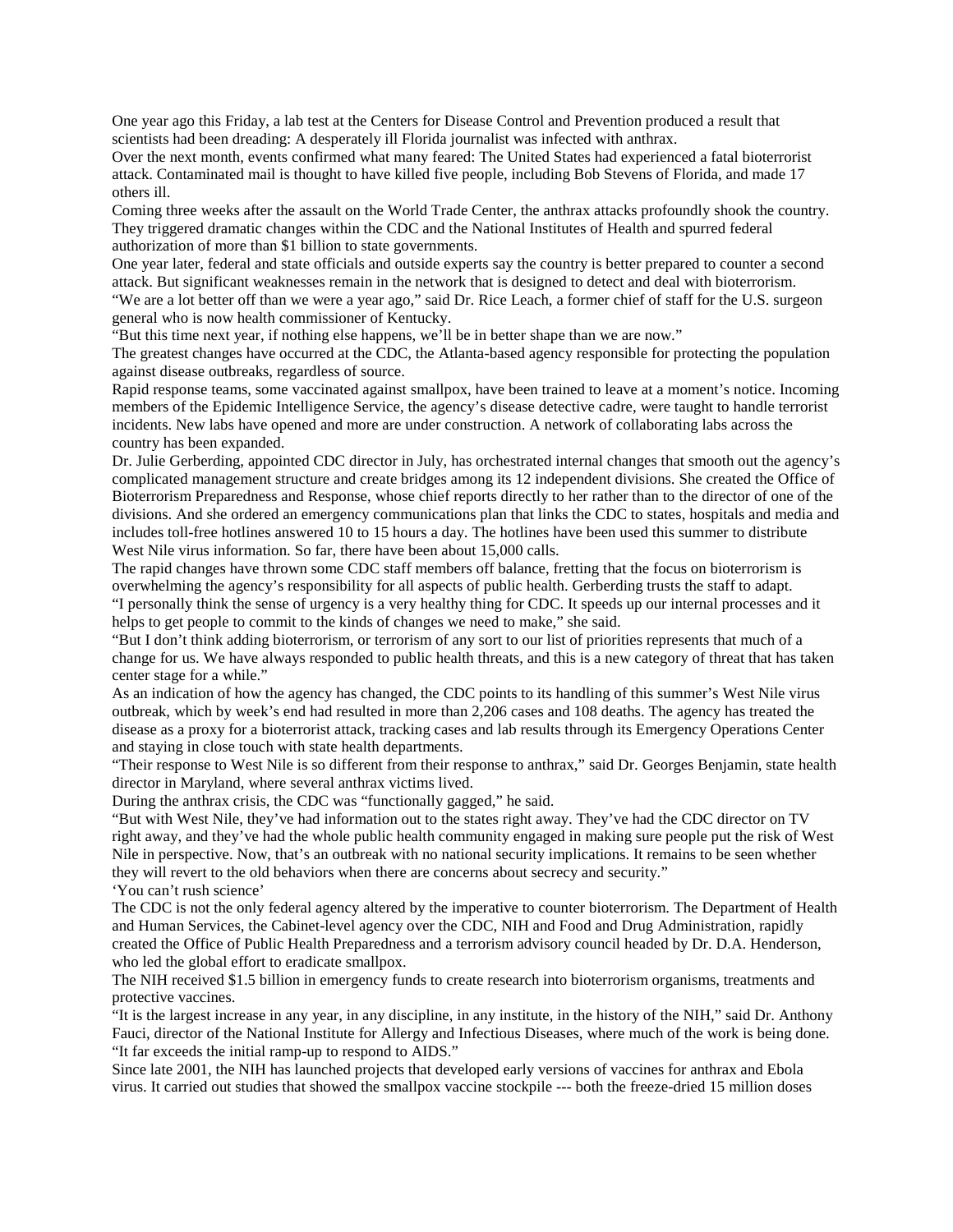One year ago this Friday, a lab test at the Centers for Disease Control and Prevention produced a result that scientists had been dreading: A desperately ill Florida journalist was infected with anthrax.

Over the next month, events confirmed what many feared: The United States had experienced a fatal bioterrorist attack. Contaminated mail is thought to have killed five people, including Bob Stevens of Florida, and made 17 others ill.

Coming three weeks after the assault on the World Trade Center, the anthrax attacks profoundly shook the country. They triggered dramatic changes within the CDC and the National Institutes of Health and spurred federal authorization of more than $1 billion to state governments.

One year later, federal and state officials and outside experts say the country is better prepared to counter a second attack. But significant weaknesses remain in the network that is designed to detect and deal with bioterrorism.

"We are a lot better off than we were a year ago," said Dr. Rice Leach, a former chief of staff for the U.S. surgeon general who is now health commissioner of Kentucky.

"But this time next year, if nothing else happens, we'll be in better shape than we are now."

The greatest changes have occurred at the CDC, the Atlanta-based agency responsible for protecting the population against disease outbreaks, regardless of source.

Rapid response teams, some vaccinated against smallpox, have been trained to leave at a moment's notice. Incoming members of the Epidemic Intelligence Service, the agency's disease detective cadre, were taught to handle terrorist incidents. New labs have opened and more are under construction. A network of collaborating labs across the country has been expanded.

Dr. Julie Gerberding, appointed CDC director in July, has orchestrated internal changes that smooth out the agency's complicated management structure and create bridges among its 12 independent divisions. She created the Office of Bioterrorism Preparedness and Response, whose chief reports directly to her rather than to the director of one of the divisions. And she ordered an emergency communications plan that links the CDC to states, hospitals and media and includes toll-free hotlines answered 10 to 15 hours a day. The hotlines have been used this summer to distribute West Nile virus information. So far, there have been about 15,000 calls.

The rapid changes have thrown some CDC staff members off balance, fretting that the focus on bioterrorism is overwhelming the agency's responsibility for all aspects of public health. Gerberding trusts the staff to adapt.

"I personally think the sense of urgency is a very healthy thing for CDC. It speeds up our internal processes and it helps to get people to commit to the kinds of changes we need to make," she said.

"But I don't think adding bioterrorism, or terrorism of any sort to our list of priorities represents that much of a change for us. We have always responded to public health threats, and this is a new category of threat that has taken center stage for a while."

As an indication of how the agency has changed, the CDC points to its handling of this summer's West Nile virus outbreak, which by week's end had resulted in more than 2,206 cases and 108 deaths. The agency has treated the disease as a proxy for a bioterrorist attack, tracking cases and lab results through its Emergency Operations Center and staying in close touch with state health departments.

"Their response to West Nile is so different from their response to anthrax," said Dr. Georges Benjamin, state health director in Maryland, where several anthrax victims lived.

During the anthrax crisis, the CDC was "functionally gagged," he said.

"But with West Nile, they've had information out to the states right away. They've had the CDC director on TV right away, and they've had the whole public health community engaged in making sure people put the risk of West Nile in perspective. Now, that's an outbreak with no national security implications. It remains to be seen whether they will revert to the old behaviors when there are concerns about secrecy and security."

'You can't rush science'

The CDC is not the only federal agency altered by the imperative to counter bioterrorism. The Department of Health and Human Services, the Cabinet-level agency over the CDC, NIH and Food and Drug Administration, rapidly created the Office of Public Health Preparedness and a terrorism advisory council headed by Dr. D.A. Henderson, who led the global effort to eradicate smallpox.

The NIH received $1.5 billion in emergency funds to create research into bioterrorism organisms, treatments and protective vaccines.

"It is the largest increase in any year, in any discipline, in any institute, in the history of the NIH," said Dr. Anthony Fauci, director of the National Institute for Allergy and Infectious Diseases, where much of the work is being done. "It far exceeds the initial ramp-up to respond to AIDS."

Since late 2001, the NIH has launched projects that developed early versions of vaccines for anthrax and Ebola virus. It carried out studies that showed the smallpox vaccine stockpile --- both the freeze-dried 15 million doses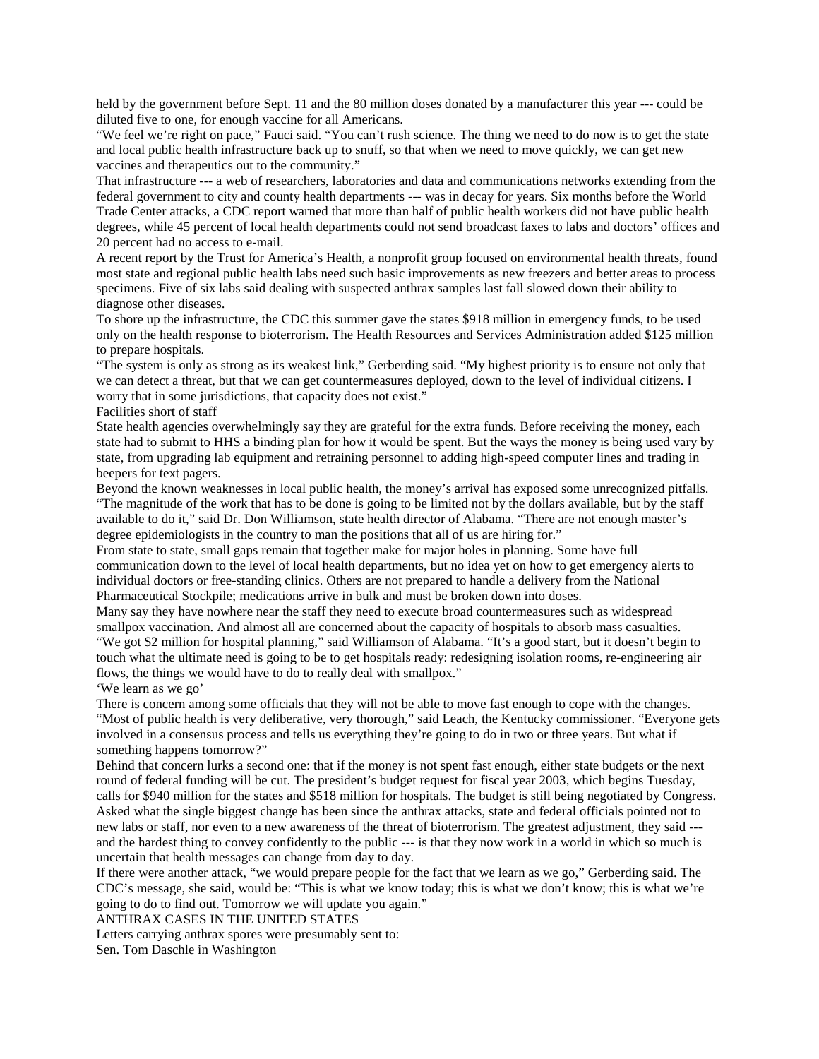held by the government before Sept. 11 and the 80 million doses donated by a manufacturer this year --- could be diluted five to one, for enough vaccine for all Americans.

"We feel we're right on pace," Fauci said. "You can't rush science. The thing we need to do now is to get the state and local public health infrastructure back up to snuff, so that when we need to move quickly, we can get new vaccines and therapeutics out to the community."

That infrastructure --- a web of researchers, laboratories and data and communications networks extending from the federal government to city and county health departments --- was in decay for years. Six months before the World Trade Center attacks, a CDC report warned that more than half of public health workers did not have public health degrees, while 45 percent of local health departments could not send broadcast faxes to labs and doctors' offices and 20 percent had no access to e-mail.

A recent report by the Trust for America's Health, a nonprofit group focused on environmental health threats, found most state and regional public health labs need such basic improvements as new freezers and better areas to process specimens. Five of six labs said dealing with suspected anthrax samples last fall slowed down their ability to diagnose other diseases.

To shore up the infrastructure, the CDC this summer gave the states $918 million in emergency funds, to be used only on the health response to bioterrorism. The Health Resources and Services Administration added $125 million to prepare hospitals.

"The system is only as strong as its weakest link," Gerberding said. "My highest priority is to ensure not only that we can detect a threat, but that we can get countermeasures deployed, down to the level of individual citizens. I worry that in some jurisdictions, that capacity does not exist."

## Facilities short of staff

State health agencies overwhelmingly say they are grateful for the extra funds. Before receiving the money, each state had to submit to HHS a binding plan for how it would be spent. But the ways the money is being used vary by state, from upgrading lab equipment and retraining personnel to adding high-speed computer lines and trading in beepers for text pagers.

Beyond the known weaknesses in local public health, the money's arrival has exposed some unrecognized pitfalls.

"The magnitude of the work that has to be done is going to be limited not by the dollars available, but by the staff available to do it," said Dr. Don Williamson, state health director of Alabama. "There are not enough master's degree epidemiologists in the country to man the positions that all of us are hiring for."

From state to state, small gaps remain that together make for major holes in planning. Some have full communication down to the level of local health departments, but no idea yet on how to get emergency alerts to individual doctors or free-standing clinics. Others are not prepared to handle a delivery from the National Pharmaceutical Stockpile; medications arrive in bulk and must be broken down into doses.

Many say they have nowhere near the staff they need to execute broad countermeasures such as widespread smallpox vaccination. And almost all are concerned about the capacity of hospitals to absorb mass casualties.

"We got $2 million for hospital planning," said Williamson of Alabama. "It's a good start, but it doesn't begin to touch what the ultimate need is going to be to get hospitals ready: redesigning isolation rooms, re-engineering air flows, the things we would have to do to really deal with smallpox."

## 'We learn as we go'

There is concern among some officials that they will not be able to move fast enough to cope with the changes.

"Most of public health is very deliberative, very thorough," said Leach, the Kentucky commissioner. "Everyone gets involved in a consensus process and tells us everything they're going to do in two or three years. But what if something happens tomorrow?"

Behind that concern lurks a second one: that if the money is not spent fast enough, either state budgets or the next round of federal funding will be cut. The president's budget request for fiscal year 2003, which begins Tuesday, calls for $940 million for the states and $518 million for hospitals. The budget is still being negotiated by Congress.

Asked what the single biggest change has been since the anthrax attacks, state and federal officials pointed not to new labs or staff, nor even to a new awareness of the threat of bioterrorism. The greatest adjustment, they said --- and the hardest thing to convey confidently to the public --- is that they now work in a world in which so much is uncertain that health messages can change from day to day.

If there were another attack, "we would prepare people for the fact that we learn as we go," Gerberding said. The CDC's message, she said, would be: "This is what we know today; this is what we don't know; this is what we're going to do to find out. Tomorrow we will update you again."

## ANTHRAX CASES IN THE UNITED STATES

Letters carrying anthrax spores were presumably sent to:

Sen. Tom Daschle in Washington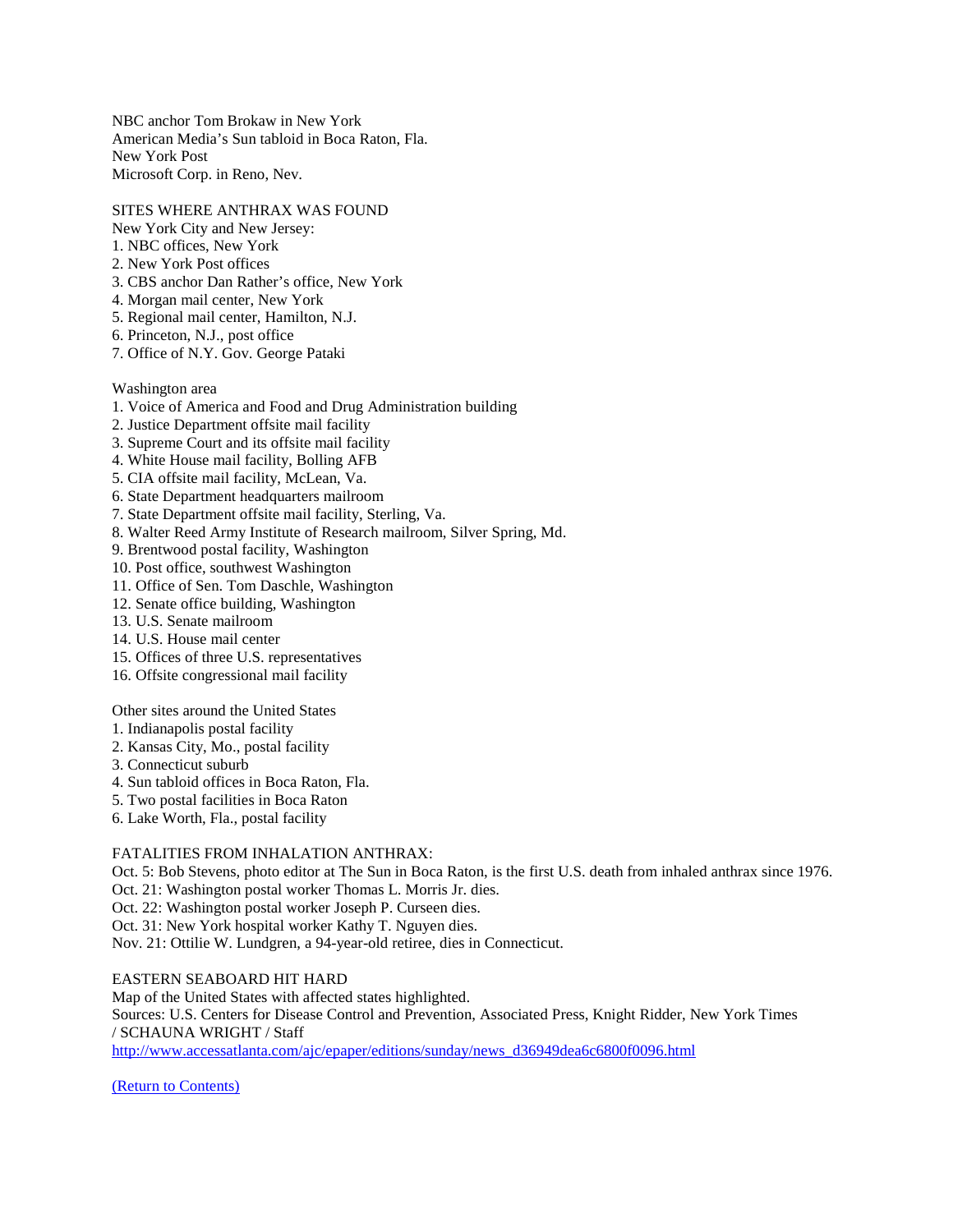NBC anchor Tom Brokaw in New York
American Media's Sun tabloid in Boca Raton, Fla.
New York Post
Microsoft Corp. in Reno, Nev.

SITES WHERE ANTHRAX WAS FOUND

New York City and New Jersey:

1. NBC offices, New York
2. New York Post offices
3. CBS anchor Dan Rather's office, New York
4. Morgan mail center, New York
5. Regional mail center, Hamilton, N.J.
6. Princeton, N.J., post office
7. Office of N.Y. Gov. George Pataki

Washington area

1. Voice of America and Food and Drug Administration building
2. Justice Department offsite mail facility
3. Supreme Court and its offsite mail facility
4. White House mail facility, Bolling AFB
5. CIA offsite mail facility, McLean, Va.
6. State Department headquarters mailroom
7. State Department offsite mail facility, Sterling, Va.
8. Walter Reed Army Institute of Research mailroom, Silver Spring, Md.
9. Brentwood postal facility, Washington
10. Post office, southwest Washington
11. Office of Sen. Tom Daschle, Washington
12. Senate office building, Washington
13. U.S. Senate mailroom
14. U.S. House mail center
15. Offices of three U.S. representatives
16. Offsite congressional mail facility

Other sites around the United States

1. Indianapolis postal facility
2. Kansas City, Mo., postal facility
3. Connecticut suburb
4. Sun tabloid offices in Boca Raton, Fla.
5. Two postal facilities in Boca Raton
6. Lake Worth, Fla., postal facility

FATALITIES FROM INHALATION ANTHRAX:

Oct. 5: Bob Stevens, photo editor at The Sun in Boca Raton, is the first U.S. death from inhaled anthrax since 1976.
Oct. 21: Washington postal worker Thomas L. Morris Jr. dies.
Oct. 22: Washington postal worker Joseph P. Curseen dies.
Oct. 31: New York hospital worker Kathy T. Nguyen dies.
Nov. 21: Ottilie W. Lundgren, a 94-year-old retiree, dies in Connecticut.

EASTERN SEABOARD HIT HARD

Map of the United States with affected states highlighted.
Sources: U.S. Centers for Disease Control and Prevention, Associated Press, Knight Ridder, New York Times / SCHAUNA WRIGHT / Staff
http://www.accessatlanta.com/ajc/epaper/editions/sunday/news_d36949dea6c6800f0096.html

(Return to Contents)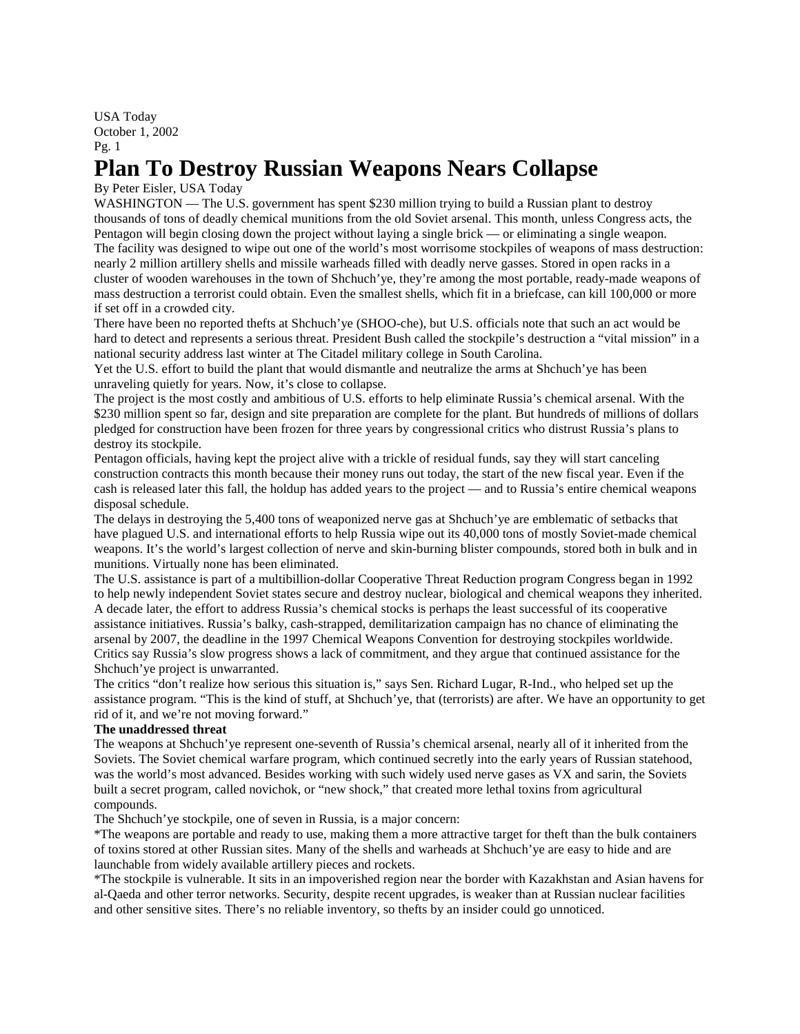USA Today
October 1, 2002
Pg. 1

# Plan To Destroy Russian Weapons Nears Collapse

By Peter Eisler, USA Today

WASHINGTON — The U.S. government has spent $230 million trying to build a Russian plant to destroy thousands of tons of deadly chemical munitions from the old Soviet arsenal. This month, unless Congress acts, the Pentagon will begin closing down the project without laying a single brick — or eliminating a single weapon.

The facility was designed to wipe out one of the world's most worrisome stockpiles of weapons of mass destruction: nearly 2 million artillery shells and missile warheads filled with deadly nerve gasses. Stored in open racks in a cluster of wooden warehouses in the town of Shchuch'ye, they're among the most portable, ready-made weapons of mass destruction a terrorist could obtain. Even the smallest shells, which fit in a briefcase, can kill 100,000 or more if set off in a crowded city.

There have been no reported thefts at Shchuch'ye (SHOO-che), but U.S. officials note that such an act would be hard to detect and represents a serious threat. President Bush called the stockpile's destruction a "vital mission" in a national security address last winter at The Citadel military college in South Carolina.

Yet the U.S. effort to build the plant that would dismantle and neutralize the arms at Shchuch'ye has been unraveling quietly for years. Now, it's close to collapse.

The project is the most costly and ambitious of U.S. efforts to help eliminate Russia's chemical arsenal. With the $230 million spent so far, design and site preparation are complete for the plant. But hundreds of millions of dollars pledged for construction have been frozen for three years by congressional critics who distrust Russia's plans to destroy its stockpile.

Pentagon officials, having kept the project alive with a trickle of residual funds, say they will start canceling construction contracts this month because their money runs out today, the start of the new fiscal year. Even if the cash is released later this fall, the holdup has added years to the project — and to Russia's entire chemical weapons disposal schedule.

The delays in destroying the 5,400 tons of weaponized nerve gas at Shchuch'ye are emblematic of setbacks that have plagued U.S. and international efforts to help Russia wipe out its 40,000 tons of mostly Soviet-made chemical weapons. It's the world's largest collection of nerve and skin-burning blister compounds, stored both in bulk and in munitions. Virtually none has been eliminated.

The U.S. assistance is part of a multibillion-dollar Cooperative Threat Reduction program Congress began in 1992 to help newly independent Soviet states secure and destroy nuclear, biological and chemical weapons they inherited. A decade later, the effort to address Russia's chemical stocks is perhaps the least successful of its cooperative assistance initiatives. Russia's balky, cash-strapped, demilitarization campaign has no chance of eliminating the arsenal by 2007, the deadline in the 1997 Chemical Weapons Convention for destroying stockpiles worldwide.

Critics say Russia's slow progress shows a lack of commitment, and they argue that continued assistance for the Shchuch'ye project is unwarranted.

The critics "don't realize how serious this situation is," says Sen. Richard Lugar, R-Ind., who helped set up the assistance program. "This is the kind of stuff, at Shchuch'ye, that (terrorists) are after. We have an opportunity to get rid of it, and we're not moving forward."

**The unaddressed threat**

The weapons at Shchuch'ye represent one-seventh of Russia's chemical arsenal, nearly all of it inherited from the Soviets. The Soviet chemical warfare program, which continued secretly into the early years of Russian statehood, was the world's most advanced. Besides working with such widely used nerve gases as VX and sarin, the Soviets built a secret program, called novichok, or "new shock," that created more lethal toxins from agricultural compounds.

The Shchuch'ye stockpile, one of seven in Russia, is a major concern:

*The weapons are portable and ready to use, making them a more attractive target for theft than the bulk containers of toxins stored at other Russian sites. Many of the shells and warheads at Shchuch'ye are easy to hide and are launchable from widely available artillery pieces and rockets.

*The stockpile is vulnerable. It sits in an impoverished region near the border with Kazakhstan and Asian havens for al-Qaeda and other terror networks. Security, despite recent upgrades, is weaker than at Russian nuclear facilities and other sensitive sites. There's no reliable inventory, so thefts by an insider could go unnoticed.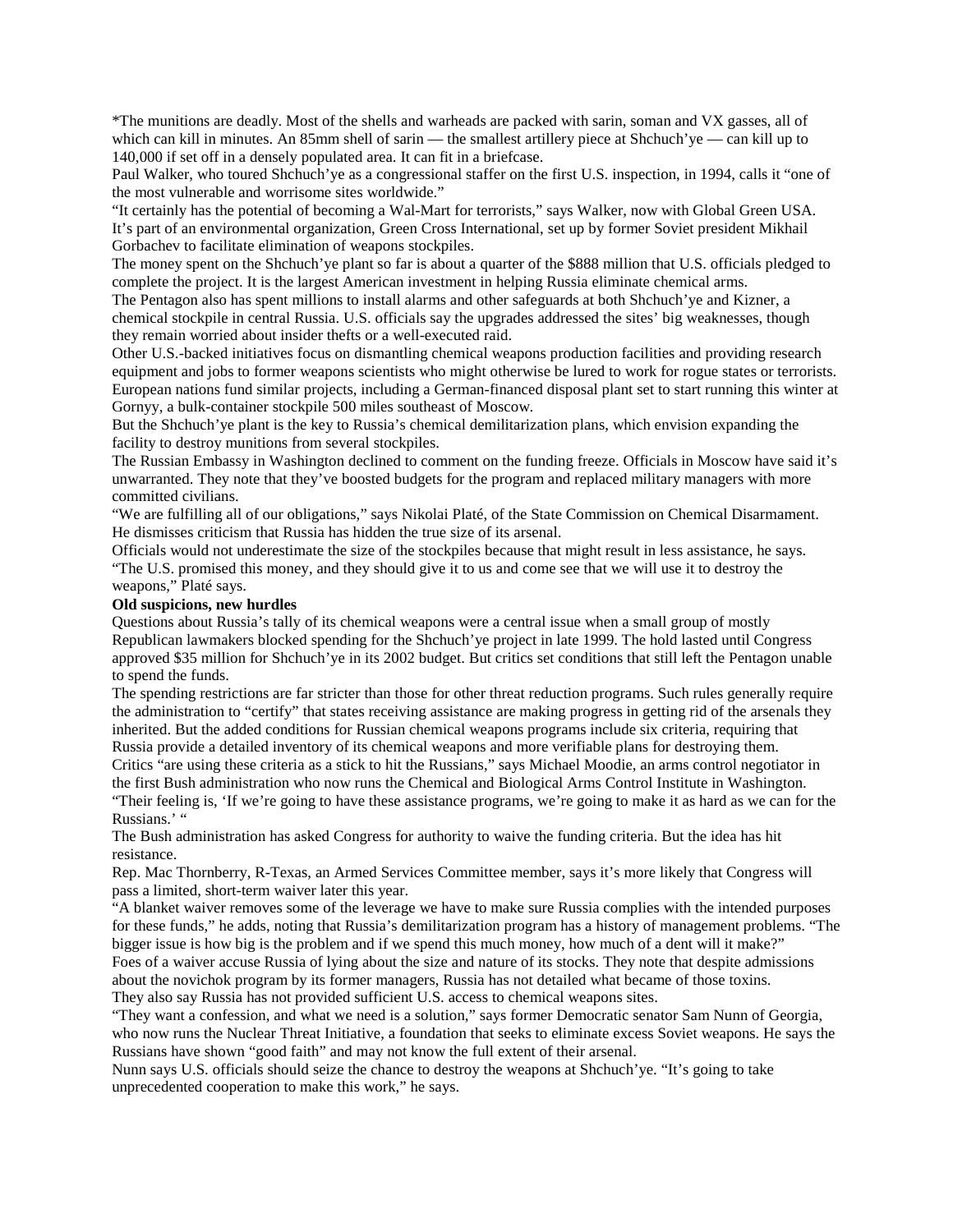*The munitions are deadly. Most of the shells and warheads are packed with sarin, soman and VX gasses, all of which can kill in minutes. An 85mm shell of sarin — the smallest artillery piece at Shchuch'ye — can kill up to 140,000 if set off in a densely populated area. It can fit in a briefcase.

Paul Walker, who toured Shchuch'ye as a congressional staffer on the first U.S. inspection, in 1994, calls it "one of the most vulnerable and worrisome sites worldwide."

"It certainly has the potential of becoming a Wal-Mart for terrorists," says Walker, now with Global Green USA. It's part of an environmental organization, Green Cross International, set up by former Soviet president Mikhail Gorbachev to facilitate elimination of weapons stockpiles.

The money spent on the Shchuch'ye plant so far is about a quarter of the $888 million that U.S. officials pledged to complete the project. It is the largest American investment in helping Russia eliminate chemical arms.

The Pentagon also has spent millions to install alarms and other safeguards at both Shchuch'ye and Kizner, a chemical stockpile in central Russia. U.S. officials say the upgrades addressed the sites' big weaknesses, though they remain worried about insider thefts or a well-executed raid.

Other U.S.-backed initiatives focus on dismantling chemical weapons production facilities and providing research equipment and jobs to former weapons scientists who might otherwise be lured to work for rogue states or terrorists. European nations fund similar projects, including a German-financed disposal plant set to start running this winter at Gornyy, a bulk-container stockpile 500 miles southeast of Moscow.

But the Shchuch'ye plant is the key to Russia's chemical demilitarization plans, which envision expanding the facility to destroy munitions from several stockpiles.

The Russian Embassy in Washington declined to comment on the funding freeze. Officials in Moscow have said it's unwarranted. They note that they've boosted budgets for the program and replaced military managers with more committed civilians.

"We are fulfilling all of our obligations," says Nikolai Platé, of the State Commission on Chemical Disarmament. He dismisses criticism that Russia has hidden the true size of its arsenal.

Officials would not underestimate the size of the stockpiles because that might result in less assistance, he says. "The U.S. promised this money, and they should give it to us and come see that we will use it to destroy the weapons," Platé says.

**Old suspicions, new hurdles**

Questions about Russia's tally of its chemical weapons were a central issue when a small group of mostly Republican lawmakers blocked spending for the Shchuch'ye project in late 1999. The hold lasted until Congress approved $35 million for Shchuch'ye in its 2002 budget. But critics set conditions that still left the Pentagon unable to spend the funds.

The spending restrictions are far stricter than those for other threat reduction programs. Such rules generally require the administration to "certify" that states receiving assistance are making progress in getting rid of the arsenals they inherited. But the added conditions for Russian chemical weapons programs include six criteria, requiring that Russia provide a detailed inventory of its chemical weapons and more verifiable plans for destroying them.

Critics "are using these criteria as a stick to hit the Russians," says Michael Moodie, an arms control negotiator in the first Bush administration who now runs the Chemical and Biological Arms Control Institute in Washington. "Their feeling is, 'If we're going to have these assistance programs, we're going to make it as hard as we can for the Russians.' "

The Bush administration has asked Congress for authority to waive the funding criteria. But the idea has hit resistance.

Rep. Mac Thornberry, R-Texas, an Armed Services Committee member, says it's more likely that Congress will pass a limited, short-term waiver later this year.

"A blanket waiver removes some of the leverage we have to make sure Russia complies with the intended purposes for these funds," he adds, noting that Russia's demilitarization program has a history of management problems. "The bigger issue is how big is the problem and if we spend this much money, how much of a dent will it make?"

Foes of a waiver accuse Russia of lying about the size and nature of its stocks. They note that despite admissions about the novichok program by its former managers, Russia has not detailed what became of those toxins.

They also say Russia has not provided sufficient U.S. access to chemical weapons sites.

"They want a confession, and what we need is a solution," says former Democratic senator Sam Nunn of Georgia, who now runs the Nuclear Threat Initiative, a foundation that seeks to eliminate excess Soviet weapons. He says the Russians have shown "good faith" and may not know the full extent of their arsenal.

Nunn says U.S. officials should seize the chance to destroy the weapons at Shchuch'ye. "It's going to take unprecedented cooperation to make this work," he says.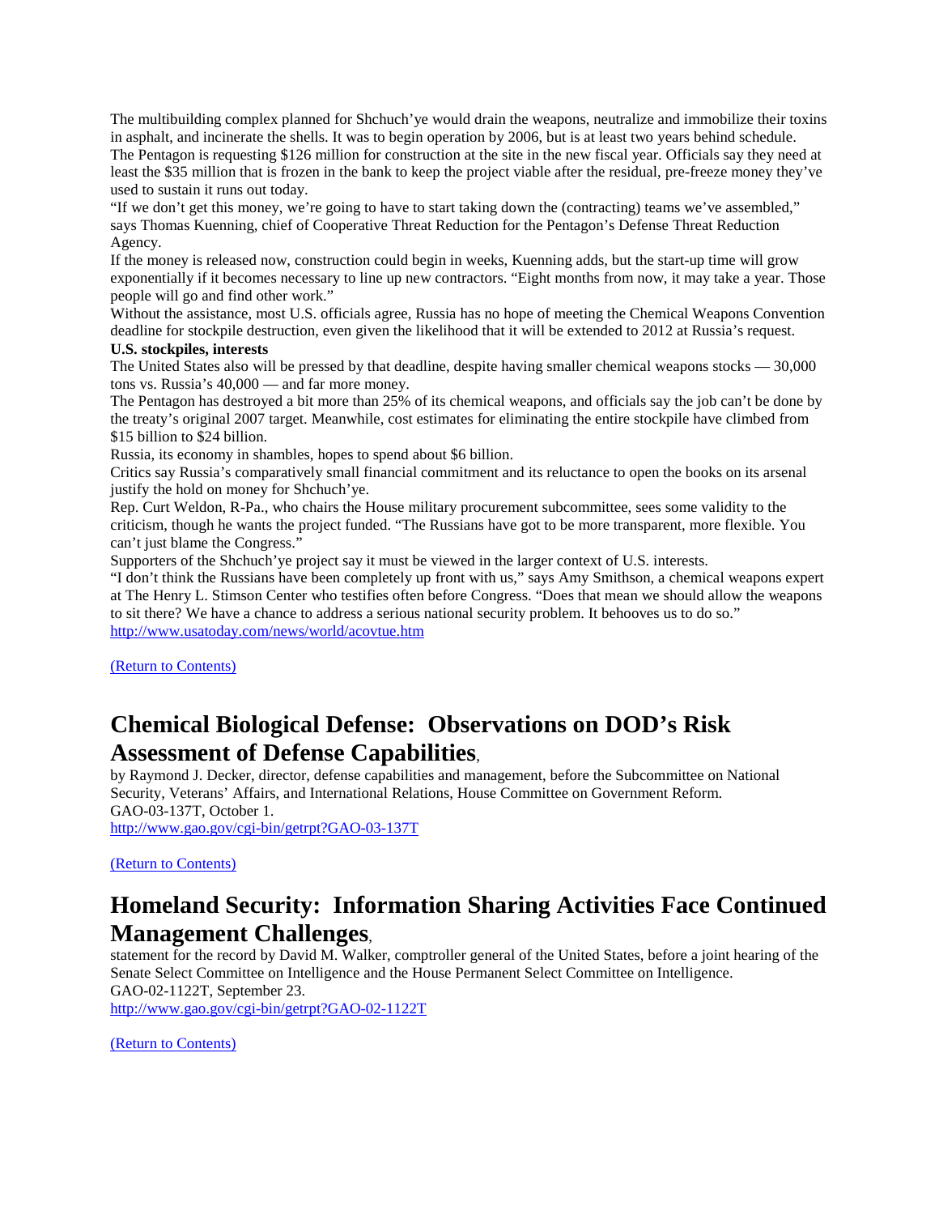The multibuilding complex planned for Shchuch'ye would drain the weapons, neutralize and immobilize their toxins in asphalt, and incinerate the shells. It was to begin operation by 2006, but is at least two years behind schedule.

The Pentagon is requesting $126 million for construction at the site in the new fiscal year. Officials say they need at least the $35 million that is frozen in the bank to keep the project viable after the residual, pre-freeze money they've used to sustain it runs out today.

"If we don't get this money, we're going to have to start taking down the (contracting) teams we've assembled," says Thomas Kuenning, chief of Cooperative Threat Reduction for the Pentagon's Defense Threat Reduction Agency.

If the money is released now, construction could begin in weeks, Kuenning adds, but the start-up time will grow exponentially if it becomes necessary to line up new contractors. "Eight months from now, it may take a year. Those people will go and find other work."

Without the assistance, most U.S. officials agree, Russia has no hope of meeting the Chemical Weapons Convention deadline for stockpile destruction, even given the likelihood that it will be extended to 2012 at Russia's request.

**U.S. stockpiles, interests**

The United States also will be pressed by that deadline, despite having smaller chemical weapons stocks — 30,000 tons vs. Russia's 40,000 — and far more money.

The Pentagon has destroyed a bit more than 25% of its chemical weapons, and officials say the job can't be done by the treaty's original 2007 target. Meanwhile, cost estimates for eliminating the entire stockpile have climbed from $15 billion to $24 billion.

Russia, its economy in shambles, hopes to spend about $6 billion.

Critics say Russia's comparatively small financial commitment and its reluctance to open the books on its arsenal justify the hold on money for Shchuch'ye.

Rep. Curt Weldon, R-Pa., who chairs the House military procurement subcommittee, sees some validity to the criticism, though he wants the project funded. "The Russians have got to be more transparent, more flexible. You can't just blame the Congress."

Supporters of the Shchuch'ye project say it must be viewed in the larger context of U.S. interests.

"I don't think the Russians have been completely up front with us," says Amy Smithson, a chemical weapons expert at The Henry L. Stimson Center who testifies often before Congress. "Does that mean we should allow the weapons to sit there? We have a chance to address a serious national security problem. It behooves us to do so."

http://www.usatoday.com/news/world/acovtue.htm

(Return to Contents)

## Chemical Biological Defense: Observations on DOD's Risk Assessment of Defense Capabilities,

by Raymond J. Decker, director, defense capabilities and management, before the Subcommittee on National Security, Veterans' Affairs, and International Relations, House Committee on Government Reform.
GAO-03-137T, October 1.
http://www.gao.gov/cgi-bin/getrpt?GAO-03-137T

(Return to Contents)

## Homeland Security: Information Sharing Activities Face Continued Management Challenges,

statement for the record by David M. Walker, comptroller general of the United States, before a joint hearing of the Senate Select Committee on Intelligence and the House Permanent Select Committee on Intelligence.
GAO-02-1122T, September 23.
http://www.gao.gov/cgi-bin/getrpt?GAO-02-1122T

(Return to Contents)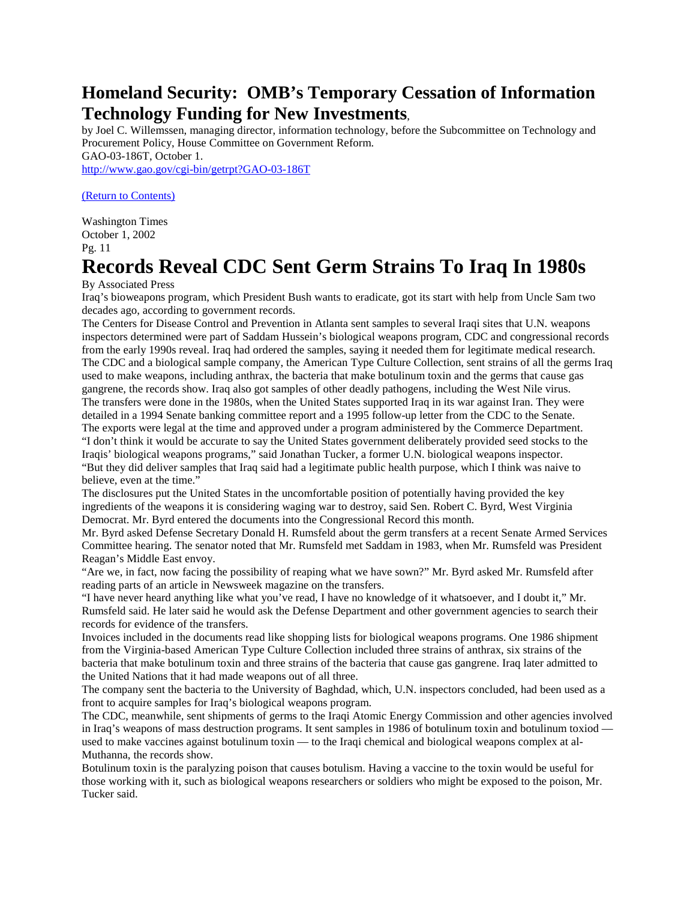## Homeland Security: OMB's Temporary Cessation of Information Technology Funding for New Investments,

by Joel C. Willemssen, managing director, information technology, before the Subcommittee on Technology and Procurement Policy, House Committee on Government Reform.
GAO-03-186T, October 1.
http://www.gao.gov/cgi-bin/getrpt?GAO-03-186T

(Return to Contents)

Washington Times
October 1, 2002
Pg. 11

# Records Reveal CDC Sent Germ Strains To Iraq In 1980s

By Associated Press

Iraq's bioweapons program, which President Bush wants to eradicate, got its start with help from Uncle Sam two decades ago, according to government records.

The Centers for Disease Control and Prevention in Atlanta sent samples to several Iraqi sites that U.N. weapons inspectors determined were part of Saddam Hussein's biological weapons program, CDC and congressional records from the early 1990s reveal. Iraq had ordered the samples, saying it needed them for legitimate medical research.

The CDC and a biological sample company, the American Type Culture Collection, sent strains of all the germs Iraq used to make weapons, including anthrax, the bacteria that make botulinum toxin and the germs that cause gas gangrene, the records show. Iraq also got samples of other deadly pathogens, including the West Nile virus.

The transfers were done in the 1980s, when the United States supported Iraq in its war against Iran. They were detailed in a 1994 Senate banking committee report and a 1995 follow-up letter from the CDC to the Senate.

The exports were legal at the time and approved under a program administered by the Commerce Department.

"I don't think it would be accurate to say the United States government deliberately provided seed stocks to the Iraqis' biological weapons programs," said Jonathan Tucker, a former U.N. biological weapons inspector. "But they did deliver samples that Iraq said had a legitimate public health purpose, which I think was naive to believe, even at the time."

The disclosures put the United States in the uncomfortable position of potentially having provided the key ingredients of the weapons it is considering waging war to destroy, said Sen. Robert C. Byrd, West Virginia Democrat. Mr. Byrd entered the documents into the Congressional Record this month.

Mr. Byrd asked Defense Secretary Donald H. Rumsfeld about the germ transfers at a recent Senate Armed Services Committee hearing. The senator noted that Mr. Rumsfeld met Saddam in 1983, when Mr. Rumsfeld was President Reagan's Middle East envoy.

"Are we, in fact, now facing the possibility of reaping what we have sown?" Mr. Byrd asked Mr. Rumsfeld after reading parts of an article in Newsweek magazine on the transfers.

"I have never heard anything like what you've read, I have no knowledge of it whatsoever, and I doubt it," Mr. Rumsfeld said. He later said he would ask the Defense Department and other government agencies to search their records for evidence of the transfers.

Invoices included in the documents read like shopping lists for biological weapons programs. One 1986 shipment from the Virginia-based American Type Culture Collection included three strains of anthrax, six strains of the bacteria that make botulinum toxin and three strains of the bacteria that cause gas gangrene. Iraq later admitted to the United Nations that it had made weapons out of all three.

The company sent the bacteria to the University of Baghdad, which, U.N. inspectors concluded, had been used as a front to acquire samples for Iraq's biological weapons program.

The CDC, meanwhile, sent shipments of germs to the Iraqi Atomic Energy Commission and other agencies involved in Iraq's weapons of mass destruction programs. It sent samples in 1986 of botulinum toxin and botulinum toxiod — used to make vaccines against botulinum toxin — to the Iraqi chemical and biological weapons complex at al-Muthanna, the records show.

Botulinum toxin is the paralyzing poison that causes botulism. Having a vaccine to the toxin would be useful for those working with it, such as biological weapons researchers or soldiers who might be exposed to the poison, Mr. Tucker said.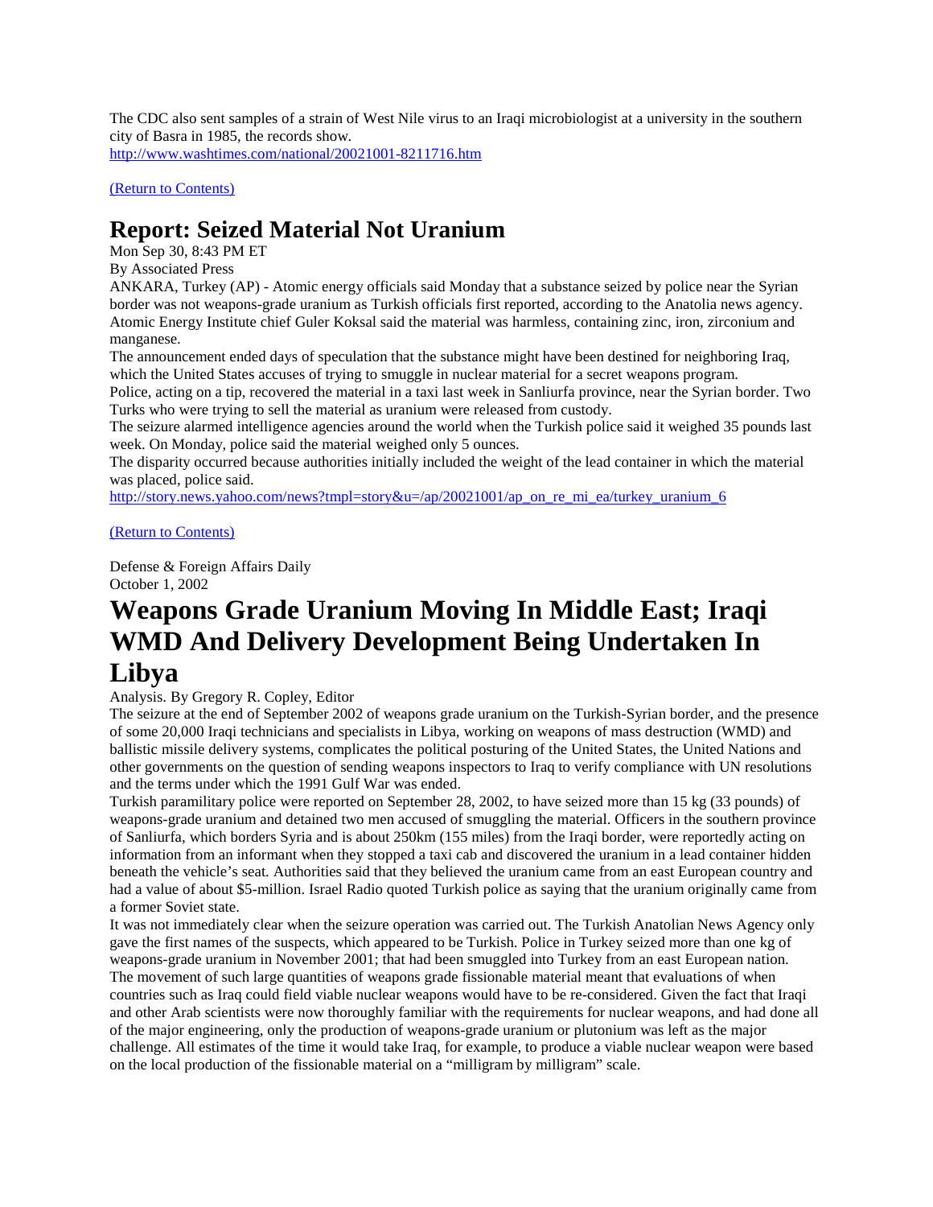The CDC also sent samples of a strain of West Nile virus to an Iraqi microbiologist at a university in the southern city of Basra in 1985, the records show.
http://www.washtimes.com/national/20021001-8211716.htm

(Return to Contents)

# Report: Seized Material Not Uranium

Mon Sep 30, 8:43 PM ET
By Associated Press

ANKARA, Turkey (AP) - Atomic energy officials said Monday that a substance seized by police near the Syrian border was not weapons-grade uranium as Turkish officials first reported, according to the Anatolia news agency. Atomic Energy Institute chief Guler Koksal said the material was harmless, containing zinc, iron, zirconium and manganese.

The announcement ended days of speculation that the substance might have been destined for neighboring Iraq, which the United States accuses of trying to smuggle in nuclear material for a secret weapons program.

Police, acting on a tip, recovered the material in a taxi last week in Sanliurfa province, near the Syrian border. Two Turks who were trying to sell the material as uranium were released from custody.

The seizure alarmed intelligence agencies around the world when the Turkish police said it weighed 35 pounds last week. On Monday, police said the material weighed only 5 ounces.

The disparity occurred because authorities initially included the weight of the lead container in which the material was placed, police said.
http://story.news.yahoo.com/news?tmpl=story&u=/ap/20021001/ap_on_re_mi_ea/turkey_uranium_6

(Return to Contents)

Defense & Foreign Affairs Daily
October 1, 2002

# Weapons Grade Uranium Moving In Middle East; Iraqi WMD And Delivery Development Being Undertaken In Libya

Analysis. By Gregory R. Copley, Editor

The seizure at the end of September 2002 of weapons grade uranium on the Turkish-Syrian border, and the presence of some 20,000 Iraqi technicians and specialists in Libya, working on weapons of mass destruction (WMD) and ballistic missile delivery systems, complicates the political posturing of the United States, the United Nations and other governments on the question of sending weapons inspectors to Iraq to verify compliance with UN resolutions and the terms under which the 1991 Gulf War was ended.

Turkish paramilitary police were reported on September 28, 2002, to have seized more than 15 kg (33 pounds) of weapons-grade uranium and detained two men accused of smuggling the material. Officers in the southern province of Sanliurfa, which borders Syria and is about 250km (155 miles) from the Iraqi border, were reportedly acting on information from an informant when they stopped a taxi cab and discovered the uranium in a lead container hidden beneath the vehicle's seat. Authorities said that they believed the uranium came from an east European country and had a value of about $5-million. Israel Radio quoted Turkish police as saying that the uranium originally came from a former Soviet state.

It was not immediately clear when the seizure operation was carried out. The Turkish Anatolian News Agency only gave the first names of the suspects, which appeared to be Turkish. Police in Turkey seized more than one kg of weapons-grade uranium in November 2001; that had been smuggled into Turkey from an east European nation.

The movement of such large quantities of weapons grade fissionable material meant that evaluations of when countries such as Iraq could field viable nuclear weapons would have to be re-considered. Given the fact that Iraqi and other Arab scientists were now thoroughly familiar with the requirements for nuclear weapons, and had done all of the major engineering, only the production of weapons-grade uranium or plutonium was left as the major challenge. All estimates of the time it would take Iraq, for example, to produce a viable nuclear weapon were based on the local production of the fissionable material on a "milligram by milligram" scale.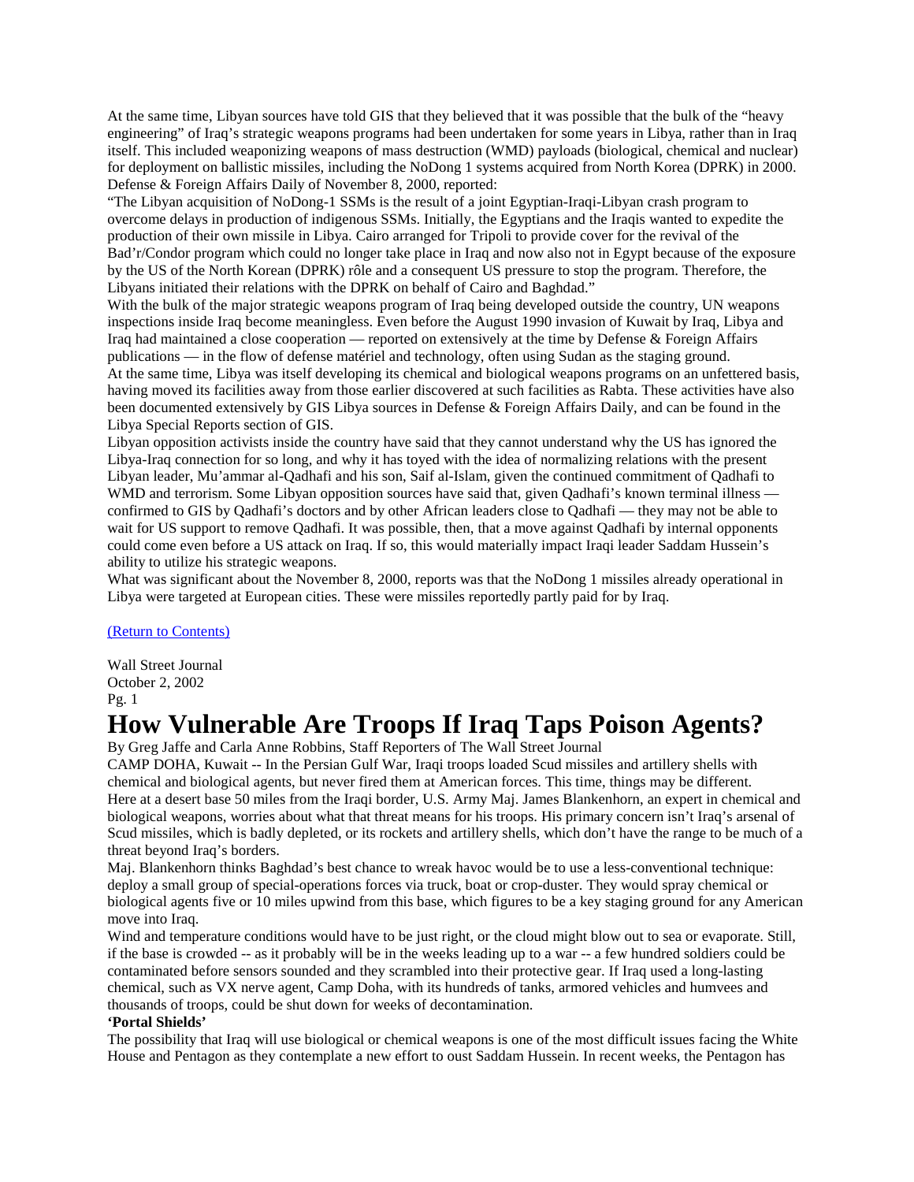At the same time, Libyan sources have told GIS that they believed that it was possible that the bulk of the "heavy engineering" of Iraq's strategic weapons programs had been undertaken for some years in Libya, rather than in Iraq itself. This included weaponizing weapons of mass destruction (WMD) payloads (biological, chemical and nuclear) for deployment on ballistic missiles, including the NoDong 1 systems acquired from North Korea (DPRK) in 2000. Defense & Foreign Affairs Daily of November 8, 2000, reported:

"The Libyan acquisition of NoDong-1 SSMs is the result of a joint Egyptian-Iraqi-Libyan crash program to overcome delays in production of indigenous SSMs. Initially, the Egyptians and the Iraqis wanted to expedite the production of their own missile in Libya. Cairo arranged for Tripoli to provide cover for the revival of the Bad'r/Condor program which could no longer take place in Iraq and now also not in Egypt because of the exposure by the US of the North Korean (DPRK) rôle and a consequent US pressure to stop the program. Therefore, the Libyans initiated their relations with the DPRK on behalf of Cairo and Baghdad."

With the bulk of the major strategic weapons program of Iraq being developed outside the country, UN weapons inspections inside Iraq become meaningless. Even before the August 1990 invasion of Kuwait by Iraq, Libya and Iraq had maintained a close cooperation — reported on extensively at the time by Defense & Foreign Affairs publications — in the flow of defense matériel and technology, often using Sudan as the staging ground.

At the same time, Libya was itself developing its chemical and biological weapons programs on an unfettered basis, having moved its facilities away from those earlier discovered at such facilities as Rabta. These activities have also been documented extensively by GIS Libya sources in Defense & Foreign Affairs Daily, and can be found in the Libya Special Reports section of GIS.

Libyan opposition activists inside the country have said that they cannot understand why the US has ignored the Libya-Iraq connection for so long, and why it has toyed with the idea of normalizing relations with the present Libyan leader, Mu'ammar al-Qadhafi and his son, Saif al-Islam, given the continued commitment of Qadhafi to WMD and terrorism. Some Libyan opposition sources have said that, given Qadhafi's known terminal illness — confirmed to GIS by Qadhafi's doctors and by other African leaders close to Qadhafi — they may not be able to wait for US support to remove Qadhafi. It was possible, then, that a move against Qadhafi by internal opponents could come even before a US attack on Iraq. If so, this would materially impact Iraqi leader Saddam Hussein's ability to utilize his strategic weapons.

What was significant about the November 8, 2000, reports was that the NoDong 1 missiles already operational in Libya were targeted at European cities. These were missiles reportedly partly paid for by Iraq.

(Return to Contents)

Wall Street Journal
October 2, 2002
Pg. 1

# How Vulnerable Are Troops If Iraq Taps Poison Agents?

By Greg Jaffe and Carla Anne Robbins, Staff Reporters of The Wall Street Journal

CAMP DOHA, Kuwait -- In the Persian Gulf War, Iraqi troops loaded Scud missiles and artillery shells with chemical and biological agents, but never fired them at American forces. This time, things may be different.

Here at a desert base 50 miles from the Iraqi border, U.S. Army Maj. James Blankenhorn, an expert in chemical and biological weapons, worries about what that threat means for his troops. His primary concern isn't Iraq's arsenal of Scud missiles, which is badly depleted, or its rockets and artillery shells, which don't have the range to be much of a threat beyond Iraq's borders.

Maj. Blankenhorn thinks Baghdad's best chance to wreak havoc would be to use a less-conventional technique: deploy a small group of special-operations forces via truck, boat or crop-duster. They would spray chemical or biological agents five or 10 miles upwind from this base, which figures to be a key staging ground for any American move into Iraq.

Wind and temperature conditions would have to be just right, or the cloud might blow out to sea or evaporate. Still, if the base is crowded -- as it probably will be in the weeks leading up to a war -- a few hundred soldiers could be contaminated before sensors sounded and they scrambled into their protective gear. If Iraq used a long-lasting chemical, such as VX nerve agent, Camp Doha, with its hundreds of tanks, armored vehicles and humvees and thousands of troops, could be shut down for weeks of decontamination.

**'Portal Shields'**

The possibility that Iraq will use biological or chemical weapons is one of the most difficult issues facing the White House and Pentagon as they contemplate a new effort to oust Saddam Hussein. In recent weeks, the Pentagon has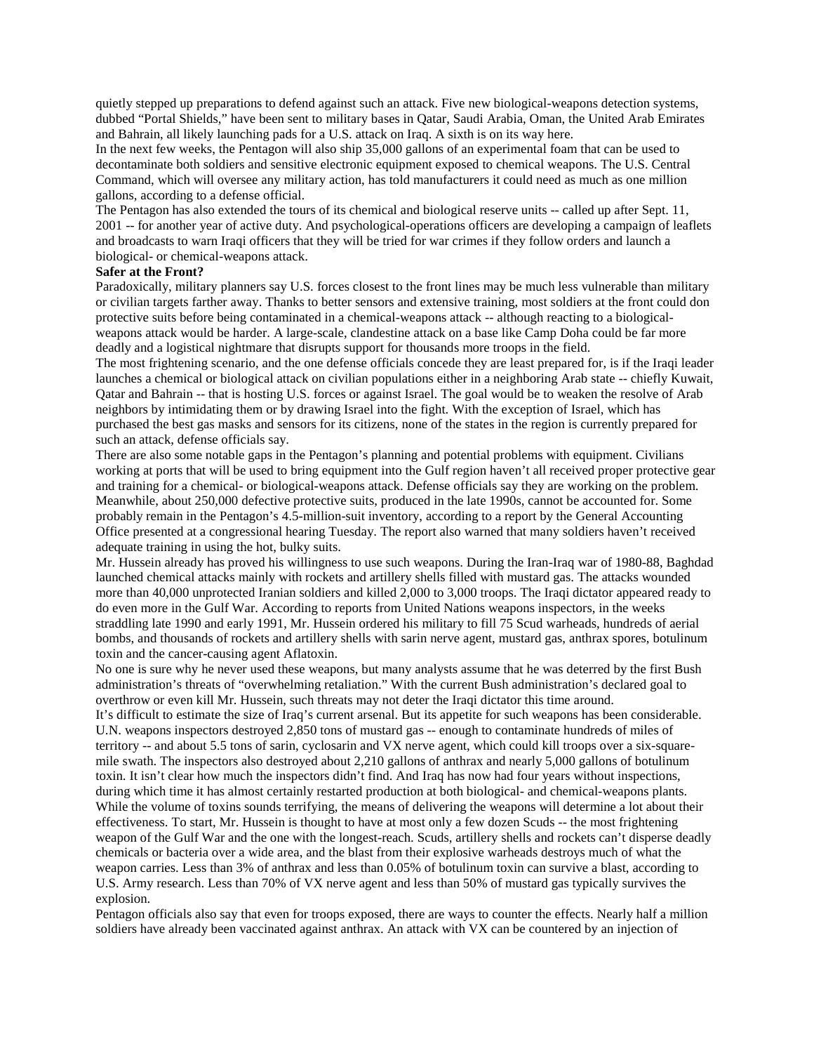quietly stepped up preparations to defend against such an attack. Five new biological-weapons detection systems, dubbed "Portal Shields," have been sent to military bases in Qatar, Saudi Arabia, Oman, the United Arab Emirates and Bahrain, all likely launching pads for a U.S. attack on Iraq. A sixth is on its way here.

In the next few weeks, the Pentagon will also ship 35,000 gallons of an experimental foam that can be used to decontaminate both soldiers and sensitive electronic equipment exposed to chemical weapons. The U.S. Central Command, which will oversee any military action, has told manufacturers it could need as much as one million gallons, according to a defense official.

The Pentagon has also extended the tours of its chemical and biological reserve units -- called up after Sept. 11, 2001 -- for another year of active duty. And psychological-operations officers are developing a campaign of leaflets and broadcasts to warn Iraqi officers that they will be tried for war crimes if they follow orders and launch a biological- or chemical-weapons attack.

**Safer at the Front?**

Paradoxically, military planners say U.S. forces closest to the front lines may be much less vulnerable than military or civilian targets farther away. Thanks to better sensors and extensive training, most soldiers at the front could don protective suits before being contaminated in a chemical-weapons attack -- although reacting to a biological-weapons attack would be harder. A large-scale, clandestine attack on a base like Camp Doha could be far more deadly and a logistical nightmare that disrupts support for thousands more troops in the field.

The most frightening scenario, and the one defense officials concede they are least prepared for, is if the Iraqi leader launches a chemical or biological attack on civilian populations either in a neighboring Arab state -- chiefly Kuwait, Qatar and Bahrain -- that is hosting U.S. forces or against Israel. The goal would be to weaken the resolve of Arab neighbors by intimidating them or by drawing Israel into the fight. With the exception of Israel, which has purchased the best gas masks and sensors for its citizens, none of the states in the region is currently prepared for such an attack, defense officials say.

There are also some notable gaps in the Pentagon's planning and potential problems with equipment. Civilians working at ports that will be used to bring equipment into the Gulf region haven't all received proper protective gear and training for a chemical- or biological-weapons attack. Defense officials say they are working on the problem. Meanwhile, about 250,000 defective protective suits, produced in the late 1990s, cannot be accounted for. Some probably remain in the Pentagon's 4.5-million-suit inventory, according to a report by the General Accounting Office presented at a congressional hearing Tuesday. The report also warned that many soldiers haven't received adequate training in using the hot, bulky suits.

Mr. Hussein already has proved his willingness to use such weapons. During the Iran-Iraq war of 1980-88, Baghdad launched chemical attacks mainly with rockets and artillery shells filled with mustard gas. The attacks wounded more than 40,000 unprotected Iranian soldiers and killed 2,000 to 3,000 troops. The Iraqi dictator appeared ready to do even more in the Gulf War. According to reports from United Nations weapons inspectors, in the weeks straddling late 1990 and early 1991, Mr. Hussein ordered his military to fill 75 Scud warheads, hundreds of aerial bombs, and thousands of rockets and artillery shells with sarin nerve agent, mustard gas, anthrax spores, botulinum toxin and the cancer-causing agent Aflatoxin.

No one is sure why he never used these weapons, but many analysts assume that he was deterred by the first Bush administration's threats of "overwhelming retaliation." With the current Bush administration's declared goal to overthrow or even kill Mr. Hussein, such threats may not deter the Iraqi dictator this time around.

It's difficult to estimate the size of Iraq's current arsenal. But its appetite for such weapons has been considerable. U.N. weapons inspectors destroyed 2,850 tons of mustard gas -- enough to contaminate hundreds of miles of territory -- and about 5.5 tons of sarin, cyclosarin and VX nerve agent, which could kill troops over a six-square-mile swath. The inspectors also destroyed about 2,210 gallons of anthrax and nearly 5,000 gallons of botulinum toxin. It isn't clear how much the inspectors didn't find. And Iraq has now had four years without inspections, during which time it has almost certainly restarted production at both biological- and chemical-weapons plants.

While the volume of toxins sounds terrifying, the means of delivering the weapons will determine a lot about their effectiveness. To start, Mr. Hussein is thought to have at most only a few dozen Scuds -- the most frightening weapon of the Gulf War and the one with the longest-reach. Scuds, artillery shells and rockets can't disperse deadly chemicals or bacteria over a wide area, and the blast from their explosive warheads destroys much of what the weapon carries. Less than 3% of anthrax and less than 0.05% of botulinum toxin can survive a blast, according to U.S. Army research. Less than 70% of VX nerve agent and less than 50% of mustard gas typically survives the explosion.

Pentagon officials also say that even for troops exposed, there are ways to counter the effects. Nearly half a million soldiers have already been vaccinated against anthrax. An attack with VX can be countered by an injection of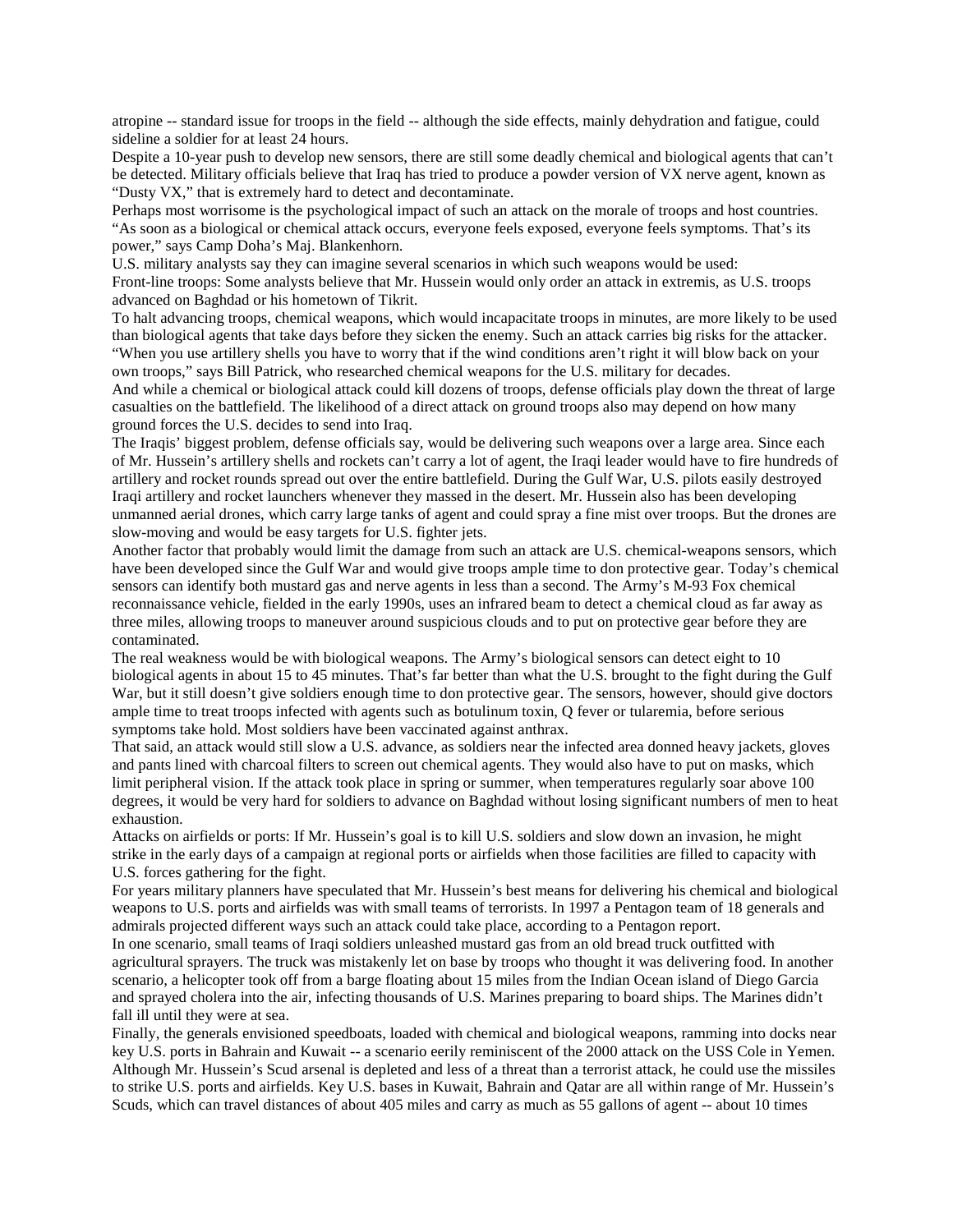atropine -- standard issue for troops in the field -- although the side effects, mainly dehydration and fatigue, could sideline a soldier for at least 24 hours.

Despite a 10-year push to develop new sensors, there are still some deadly chemical and biological agents that can't be detected. Military officials believe that Iraq has tried to produce a powder version of VX nerve agent, known as "Dusty VX," that is extremely hard to detect and decontaminate.

Perhaps most worrisome is the psychological impact of such an attack on the morale of troops and host countries. "As soon as a biological or chemical attack occurs, everyone feels exposed, everyone feels symptoms. That's its power," says Camp Doha's Maj. Blankenhorn.

U.S. military analysts say they can imagine several scenarios in which such weapons would be used:

Front-line troops: Some analysts believe that Mr. Hussein would only order an attack in extremis, as U.S. troops advanced on Baghdad or his hometown of Tikrit.

To halt advancing troops, chemical weapons, which would incapacitate troops in minutes, are more likely to be used than biological agents that take days before they sicken the enemy. Such an attack carries big risks for the attacker. "When you use artillery shells you have to worry that if the wind conditions aren't right it will blow back on your own troops," says Bill Patrick, who researched chemical weapons for the U.S. military for decades.

And while a chemical or biological attack could kill dozens of troops, defense officials play down the threat of large casualties on the battlefield. The likelihood of a direct attack on ground troops also may depend on how many ground forces the U.S. decides to send into Iraq.

The Iraqis' biggest problem, defense officials say, would be delivering such weapons over a large area. Since each of Mr. Hussein's artillery shells and rockets can't carry a lot of agent, the Iraqi leader would have to fire hundreds of artillery and rocket rounds spread out over the entire battlefield. During the Gulf War, U.S. pilots easily destroyed Iraqi artillery and rocket launchers whenever they massed in the desert. Mr. Hussein also has been developing unmanned aerial drones, which carry large tanks of agent and could spray a fine mist over troops. But the drones are slow-moving and would be easy targets for U.S. fighter jets.

Another factor that probably would limit the damage from such an attack are U.S. chemical-weapons sensors, which have been developed since the Gulf War and would give troops ample time to don protective gear. Today's chemical sensors can identify both mustard gas and nerve agents in less than a second. The Army's M-93 Fox chemical reconnaissance vehicle, fielded in the early 1990s, uses an infrared beam to detect a chemical cloud as far away as three miles, allowing troops to maneuver around suspicious clouds and to put on protective gear before they are contaminated.

The real weakness would be with biological weapons. The Army's biological sensors can detect eight to 10 biological agents in about 15 to 45 minutes. That's far better than what the U.S. brought to the fight during the Gulf War, but it still doesn't give soldiers enough time to don protective gear. The sensors, however, should give doctors ample time to treat troops infected with agents such as botulinum toxin, Q fever or tularemia, before serious symptoms take hold. Most soldiers have been vaccinated against anthrax.

That said, an attack would still slow a U.S. advance, as soldiers near the infected area donned heavy jackets, gloves and pants lined with charcoal filters to screen out chemical agents. They would also have to put on masks, which limit peripheral vision. If the attack took place in spring or summer, when temperatures regularly soar above 100 degrees, it would be very hard for soldiers to advance on Baghdad without losing significant numbers of men to heat exhaustion.

Attacks on airfields or ports: If Mr. Hussein's goal is to kill U.S. soldiers and slow down an invasion, he might strike in the early days of a campaign at regional ports or airfields when those facilities are filled to capacity with U.S. forces gathering for the fight.

For years military planners have speculated that Mr. Hussein's best means for delivering his chemical and biological weapons to U.S. ports and airfields was with small teams of terrorists. In 1997 a Pentagon team of 18 generals and admirals projected different ways such an attack could take place, according to a Pentagon report.

In one scenario, small teams of Iraqi soldiers unleashed mustard gas from an old bread truck outfitted with agricultural sprayers. The truck was mistakenly let on base by troops who thought it was delivering food. In another scenario, a helicopter took off from a barge floating about 15 miles from the Indian Ocean island of Diego Garcia and sprayed cholera into the air, infecting thousands of U.S. Marines preparing to board ships. The Marines didn't fall ill until they were at sea.

Finally, the generals envisioned speedboats, loaded with chemical and biological weapons, ramming into docks near key U.S. ports in Bahrain and Kuwait -- a scenario eerily reminiscent of the 2000 attack on the USS Cole in Yemen. Although Mr. Hussein's Scud arsenal is depleted and less of a threat than a terrorist attack, he could use the missiles to strike U.S. ports and airfields. Key U.S. bases in Kuwait, Bahrain and Qatar are all within range of Mr. Hussein's Scuds, which can travel distances of about 405 miles and carry as much as 55 gallons of agent -- about 10 times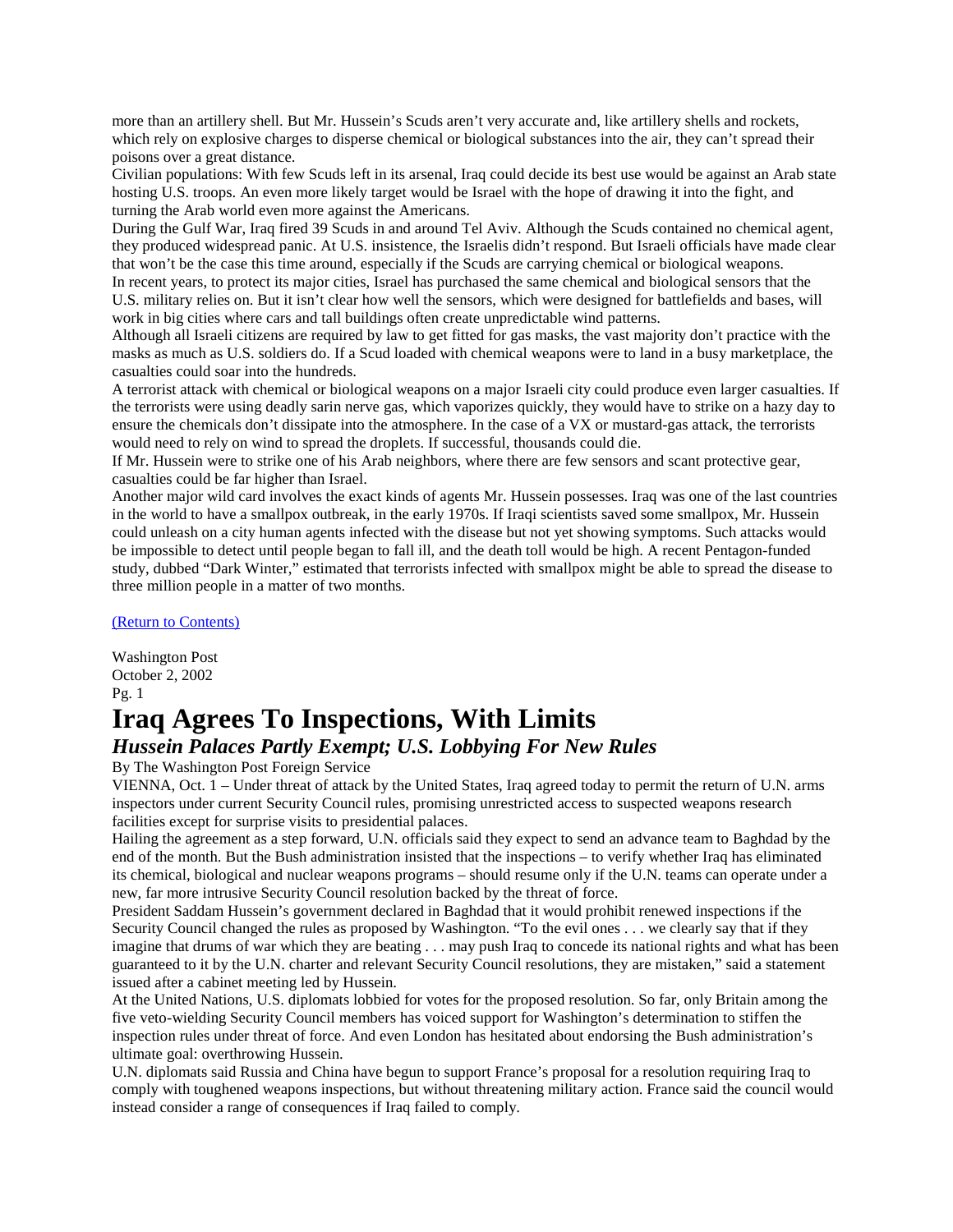more than an artillery shell. But Mr. Hussein's Scuds aren't very accurate and, like artillery shells and rockets, which rely on explosive charges to disperse chemical or biological substances into the air, they can't spread their poisons over a great distance.

Civilian populations: With few Scuds left in its arsenal, Iraq could decide its best use would be against an Arab state hosting U.S. troops. An even more likely target would be Israel with the hope of drawing it into the fight, and turning the Arab world even more against the Americans.

During the Gulf War, Iraq fired 39 Scuds in and around Tel Aviv. Although the Scuds contained no chemical agent, they produced widespread panic. At U.S. insistence, the Israelis didn't respond. But Israeli officials have made clear that won't be the case this time around, especially if the Scuds are carrying chemical or biological weapons.

In recent years, to protect its major cities, Israel has purchased the same chemical and biological sensors that the U.S. military relies on. But it isn't clear how well the sensors, which were designed for battlefields and bases, will work in big cities where cars and tall buildings often create unpredictable wind patterns.

Although all Israeli citizens are required by law to get fitted for gas masks, the vast majority don't practice with the masks as much as U.S. soldiers do. If a Scud loaded with chemical weapons were to land in a busy marketplace, the casualties could soar into the hundreds.

A terrorist attack with chemical or biological weapons on a major Israeli city could produce even larger casualties. If the terrorists were using deadly sarin nerve gas, which vaporizes quickly, they would have to strike on a hazy day to ensure the chemicals don't dissipate into the atmosphere. In the case of a VX or mustard-gas attack, the terrorists would need to rely on wind to spread the droplets. If successful, thousands could die.

If Mr. Hussein were to strike one of his Arab neighbors, where there are few sensors and scant protective gear, casualties could be far higher than Israel.

Another major wild card involves the exact kinds of agents Mr. Hussein possesses. Iraq was one of the last countries in the world to have a smallpox outbreak, in the early 1970s. If Iraqi scientists saved some smallpox, Mr. Hussein could unleash on a city human agents infected with the disease but not yet showing symptoms. Such attacks would be impossible to detect until people began to fall ill, and the death toll would be high. A recent Pentagon-funded study, dubbed "Dark Winter," estimated that terrorists infected with smallpox might be able to spread the disease to three million people in a matter of two months.

(Return to Contents)

Washington Post
October 2, 2002
Pg. 1

# Iraq Agrees To Inspections, With Limits

## *Hussein Palaces Partly Exempt; U.S. Lobbying For New Rules*

By The Washington Post Foreign Service

VIENNA, Oct. 1 – Under threat of attack by the United States, Iraq agreed today to permit the return of U.N. arms inspectors under current Security Council rules, promising unrestricted access to suspected weapons research facilities except for surprise visits to presidential palaces.

Hailing the agreement as a step forward, U.N. officials said they expect to send an advance team to Baghdad by the end of the month. But the Bush administration insisted that the inspections – to verify whether Iraq has eliminated its chemical, biological and nuclear weapons programs – should resume only if the U.N. teams can operate under a new, far more intrusive Security Council resolution backed by the threat of force.

President Saddam Hussein's government declared in Baghdad that it would prohibit renewed inspections if the Security Council changed the rules as proposed by Washington. "To the evil ones . . . we clearly say that if they imagine that drums of war which they are beating . . . may push Iraq to concede its national rights and what has been guaranteed to it by the U.N. charter and relevant Security Council resolutions, they are mistaken," said a statement issued after a cabinet meeting led by Hussein.

At the United Nations, U.S. diplomats lobbied for votes for the proposed resolution. So far, only Britain among the five veto-wielding Security Council members has voiced support for Washington's determination to stiffen the inspection rules under threat of force. And even London has hesitated about endorsing the Bush administration's ultimate goal: overthrowing Hussein.

U.N. diplomats said Russia and China have begun to support France's proposal for a resolution requiring Iraq to comply with toughened weapons inspections, but without threatening military action. France said the council would instead consider a range of consequences if Iraq failed to comply.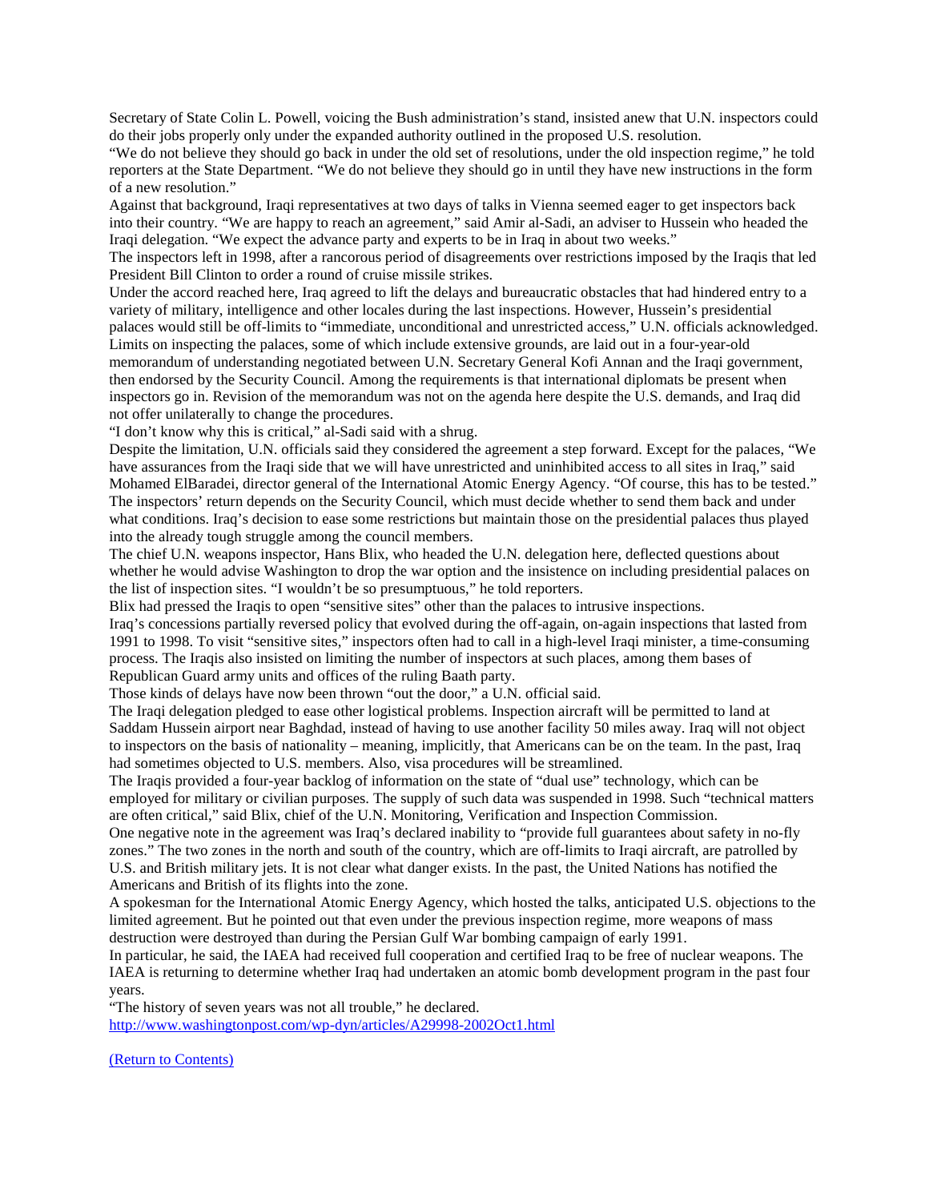Secretary of State Colin L. Powell, voicing the Bush administration's stand, insisted anew that U.N. inspectors could do their jobs properly only under the expanded authority outlined in the proposed U.S. resolution.

"We do not believe they should go back in under the old set of resolutions, under the old inspection regime," he told reporters at the State Department. "We do not believe they should go in until they have new instructions in the form of a new resolution."

Against that background, Iraqi representatives at two days of talks in Vienna seemed eager to get inspectors back into their country. "We are happy to reach an agreement," said Amir al-Sadi, an adviser to Hussein who headed the Iraqi delegation. "We expect the advance party and experts to be in Iraq in about two weeks."

The inspectors left in 1998, after a rancorous period of disagreements over restrictions imposed by the Iraqis that led President Bill Clinton to order a round of cruise missile strikes.

Under the accord reached here, Iraq agreed to lift the delays and bureaucratic obstacles that had hindered entry to a variety of military, intelligence and other locales during the last inspections. However, Hussein's presidential palaces would still be off-limits to "immediate, unconditional and unrestricted access," U.N. officials acknowledged. Limits on inspecting the palaces, some of which include extensive grounds, are laid out in a four-year-old memorandum of understanding negotiated between U.N. Secretary General Kofi Annan and the Iraqi government, then endorsed by the Security Council. Among the requirements is that international diplomats be present when inspectors go in. Revision of the memorandum was not on the agenda here despite the U.S. demands, and Iraq did not offer unilaterally to change the procedures.

"I don't know why this is critical," al-Sadi said with a shrug.

Despite the limitation, U.N. officials said they considered the agreement a step forward. Except for the palaces, "We have assurances from the Iraqi side that we will have unrestricted and uninhibited access to all sites in Iraq," said Mohamed ElBaradei, director general of the International Atomic Energy Agency. "Of course, this has to be tested."

The inspectors' return depends on the Security Council, which must decide whether to send them back and under what conditions. Iraq's decision to ease some restrictions but maintain those on the presidential palaces thus played into the already tough struggle among the council members.

The chief U.N. weapons inspector, Hans Blix, who headed the U.N. delegation here, deflected questions about whether he would advise Washington to drop the war option and the insistence on including presidential palaces on the list of inspection sites. "I wouldn't be so presumptuous," he told reporters.

Blix had pressed the Iraqis to open "sensitive sites" other than the palaces to intrusive inspections.

Iraq's concessions partially reversed policy that evolved during the off-again, on-again inspections that lasted from 1991 to 1998. To visit "sensitive sites," inspectors often had to call in a high-level Iraqi minister, a time-consuming process. The Iraqis also insisted on limiting the number of inspectors at such places, among them bases of Republican Guard army units and offices of the ruling Baath party.

Those kinds of delays have now been thrown "out the door," a U.N. official said.

The Iraqi delegation pledged to ease other logistical problems. Inspection aircraft will be permitted to land at Saddam Hussein airport near Baghdad, instead of having to use another facility 50 miles away. Iraq will not object to inspectors on the basis of nationality – meaning, implicitly, that Americans can be on the team. In the past, Iraq had sometimes objected to U.S. members. Also, visa procedures will be streamlined.

The Iraqis provided a four-year backlog of information on the state of "dual use" technology, which can be employed for military or civilian purposes. The supply of such data was suspended in 1998. Such "technical matters are often critical," said Blix, chief of the U.N. Monitoring, Verification and Inspection Commission.

One negative note in the agreement was Iraq's declared inability to "provide full guarantees about safety in no-fly zones." The two zones in the north and south of the country, which are off-limits to Iraqi aircraft, are patrolled by U.S. and British military jets. It is not clear what danger exists. In the past, the United Nations has notified the Americans and British of its flights into the zone.

A spokesman for the International Atomic Energy Agency, which hosted the talks, anticipated U.S. objections to the limited agreement. But he pointed out that even under the previous inspection regime, more weapons of mass destruction were destroyed than during the Persian Gulf War bombing campaign of early 1991.

In particular, he said, the IAEA had received full cooperation and certified Iraq to be free of nuclear weapons. The IAEA is returning to determine whether Iraq had undertaken an atomic bomb development program in the past four years.

"The history of seven years was not all trouble," he declared.

http://www.washingtonpost.com/wp-dyn/articles/A29998-2002Oct1.html

(Return to Contents)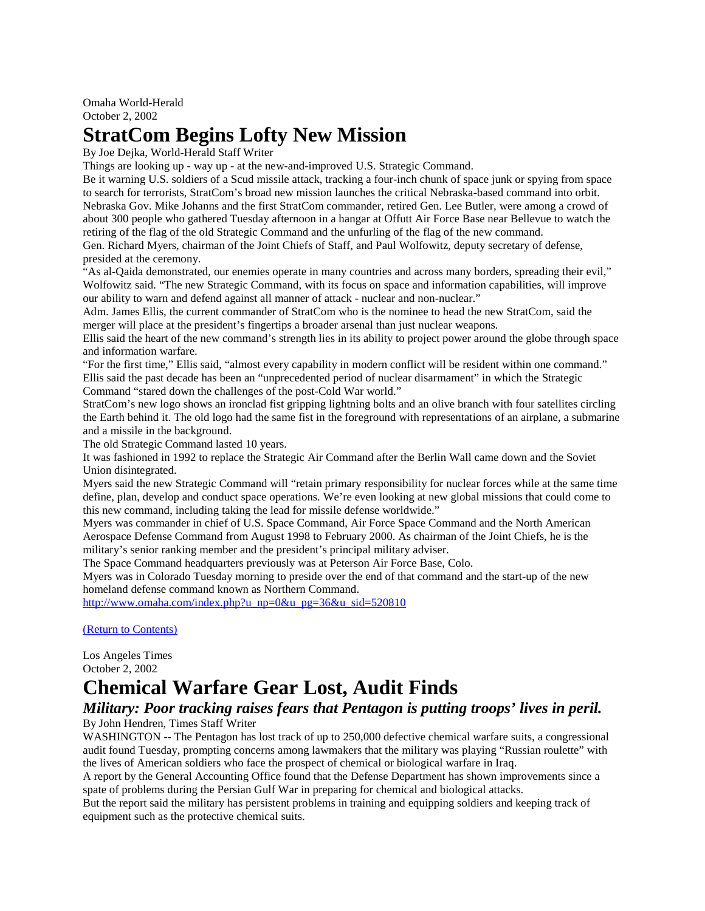Omaha World-Herald
October 2, 2002

# StratCom Begins Lofty New Mission

By Joe Dejka, World-Herald Staff Writer

Things are looking up - way up - at the new-and-improved U.S. Strategic Command.

Be it warning U.S. soldiers of a Scud missile attack, tracking a four-inch chunk of space junk or spying from space to search for terrorists, StratCom's broad new mission launches the critical Nebraska-based command into orbit.

Nebraska Gov. Mike Johanns and the first StratCom commander, retired Gen. Lee Butler, were among a crowd of about 300 people who gathered Tuesday afternoon in a hangar at Offutt Air Force Base near Bellevue to watch the retiring of the flag of the old Strategic Command and the unfurling of the flag of the new command.

Gen. Richard Myers, chairman of the Joint Chiefs of Staff, and Paul Wolfowitz, deputy secretary of defense, presided at the ceremony.

"As al-Qaida demonstrated, our enemies operate in many countries and across many borders, spreading their evil," Wolfowitz said. "The new Strategic Command, with its focus on space and information capabilities, will improve our ability to warn and defend against all manner of attack - nuclear and non-nuclear."

Adm. James Ellis, the current commander of StratCom who is the nominee to head the new StratCom, said the merger will place at the president's fingertips a broader arsenal than just nuclear weapons.

Ellis said the heart of the new command's strength lies in its ability to project power around the globe through space and information warfare.

"For the first time," Ellis said, "almost every capability in modern conflict will be resident within one command."

Ellis said the past decade has been an "unprecedented period of nuclear disarmament" in which the Strategic Command "stared down the challenges of the post-Cold War world."

StratCom's new logo shows an ironclad fist gripping lightning bolts and an olive branch with four satellites circling the Earth behind it. The old logo had the same fist in the foreground with representations of an airplane, a submarine and a missile in the background.

The old Strategic Command lasted 10 years.

It was fashioned in 1992 to replace the Strategic Air Command after the Berlin Wall came down and the Soviet Union disintegrated.

Myers said the new Strategic Command will "retain primary responsibility for nuclear forces while at the same time define, plan, develop and conduct space operations. We're even looking at new global missions that could come to this new command, including taking the lead for missile defense worldwide."

Myers was commander in chief of U.S. Space Command, Air Force Space Command and the North American Aerospace Defense Command from August 1998 to February 2000. As chairman of the Joint Chiefs, he is the military's senior ranking member and the president's principal military adviser.

The Space Command headquarters previously was at Peterson Air Force Base, Colo.

Myers was in Colorado Tuesday morning to preside over the end of that command and the start-up of the new homeland defense command known as Northern Command.

http://www.omaha.com/index.php?u_np=0&u_pg=36&u_sid=520810

(Return to Contents)

Los Angeles Times
October 2, 2002

# Chemical Warfare Gear Lost, Audit Finds

## *Military: Poor tracking raises fears that Pentagon is putting troops' lives in peril.*

By John Hendren, Times Staff Writer

WASHINGTON -- The Pentagon has lost track of up to 250,000 defective chemical warfare suits, a congressional audit found Tuesday, prompting concerns among lawmakers that the military was playing "Russian roulette" with the lives of American soldiers who face the prospect of chemical or biological warfare in Iraq.

A report by the General Accounting Office found that the Defense Department has shown improvements since a spate of problems during the Persian Gulf War in preparing for chemical and biological attacks.

But the report said the military has persistent problems in training and equipping soldiers and keeping track of equipment such as the protective chemical suits.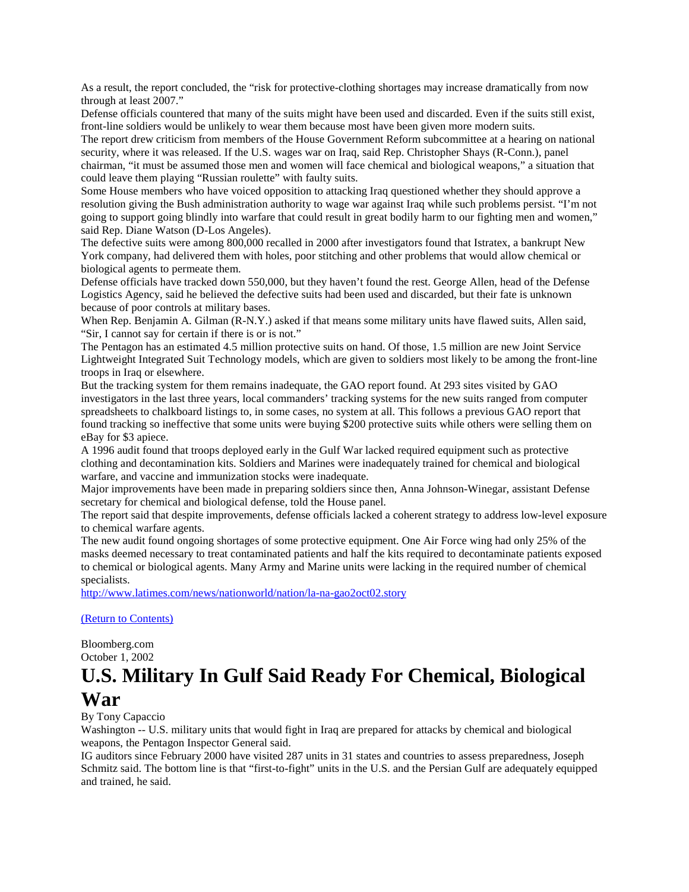As a result, the report concluded, the "risk for protective-clothing shortages may increase dramatically from now through at least 2007."

Defense officials countered that many of the suits might have been used and discarded. Even if the suits still exist, front-line soldiers would be unlikely to wear them because most have been given more modern suits.

The report drew criticism from members of the House Government Reform subcommittee at a hearing on national security, where it was released. If the U.S. wages war on Iraq, said Rep. Christopher Shays (R-Conn.), panel chairman, "it must be assumed those men and women will face chemical and biological weapons," a situation that could leave them playing "Russian roulette" with faulty suits.

Some House members who have voiced opposition to attacking Iraq questioned whether they should approve a resolution giving the Bush administration authority to wage war against Iraq while such problems persist. "I'm not going to support going blindly into warfare that could result in great bodily harm to our fighting men and women," said Rep. Diane Watson (D-Los Angeles).

The defective suits were among 800,000 recalled in 2000 after investigators found that Istratex, a bankrupt New York company, had delivered them with holes, poor stitching and other problems that would allow chemical or biological agents to permeate them.

Defense officials have tracked down 550,000, but they haven't found the rest. George Allen, head of the Defense Logistics Agency, said he believed the defective suits had been used and discarded, but their fate is unknown because of poor controls at military bases.

When Rep. Benjamin A. Gilman (R-N.Y.) asked if that means some military units have flawed suits, Allen said, "Sir, I cannot say for certain if there is or is not."

The Pentagon has an estimated 4.5 million protective suits on hand. Of those, 1.5 million are new Joint Service Lightweight Integrated Suit Technology models, which are given to soldiers most likely to be among the front-line troops in Iraq or elsewhere.

But the tracking system for them remains inadequate, the GAO report found. At 293 sites visited by GAO investigators in the last three years, local commanders' tracking systems for the new suits ranged from computer spreadsheets to chalkboard listings to, in some cases, no system at all. This follows a previous GAO report that found tracking so ineffective that some units were buying $200 protective suits while others were selling them on eBay for $3 apiece.

A 1996 audit found that troops deployed early in the Gulf War lacked required equipment such as protective clothing and decontamination kits. Soldiers and Marines were inadequately trained for chemical and biological warfare, and vaccine and immunization stocks were inadequate.

Major improvements have been made in preparing soldiers since then, Anna Johnson-Winegar, assistant Defense secretary for chemical and biological defense, told the House panel.

The report said that despite improvements, defense officials lacked a coherent strategy to address low-level exposure to chemical warfare agents.

The new audit found ongoing shortages of some protective equipment. One Air Force wing had only 25% of the masks deemed necessary to treat contaminated patients and half the kits required to decontaminate patients exposed to chemical or biological agents. Many Army and Marine units were lacking in the required number of chemical specialists.

http://www.latimes.com/news/nationworld/nation/la-na-gao2oct02.story

(Return to Contents)

Bloomberg.com
October 1, 2002

# U.S. Military In Gulf Said Ready For Chemical, Biological War

By Tony Capaccio

Washington -- U.S. military units that would fight in Iraq are prepared for attacks by chemical and biological weapons, the Pentagon Inspector General said.

IG auditors since February 2000 have visited 287 units in 31 states and countries to assess preparedness, Joseph Schmitz said. The bottom line is that "first-to-fight" units in the U.S. and the Persian Gulf are adequately equipped and trained, he said.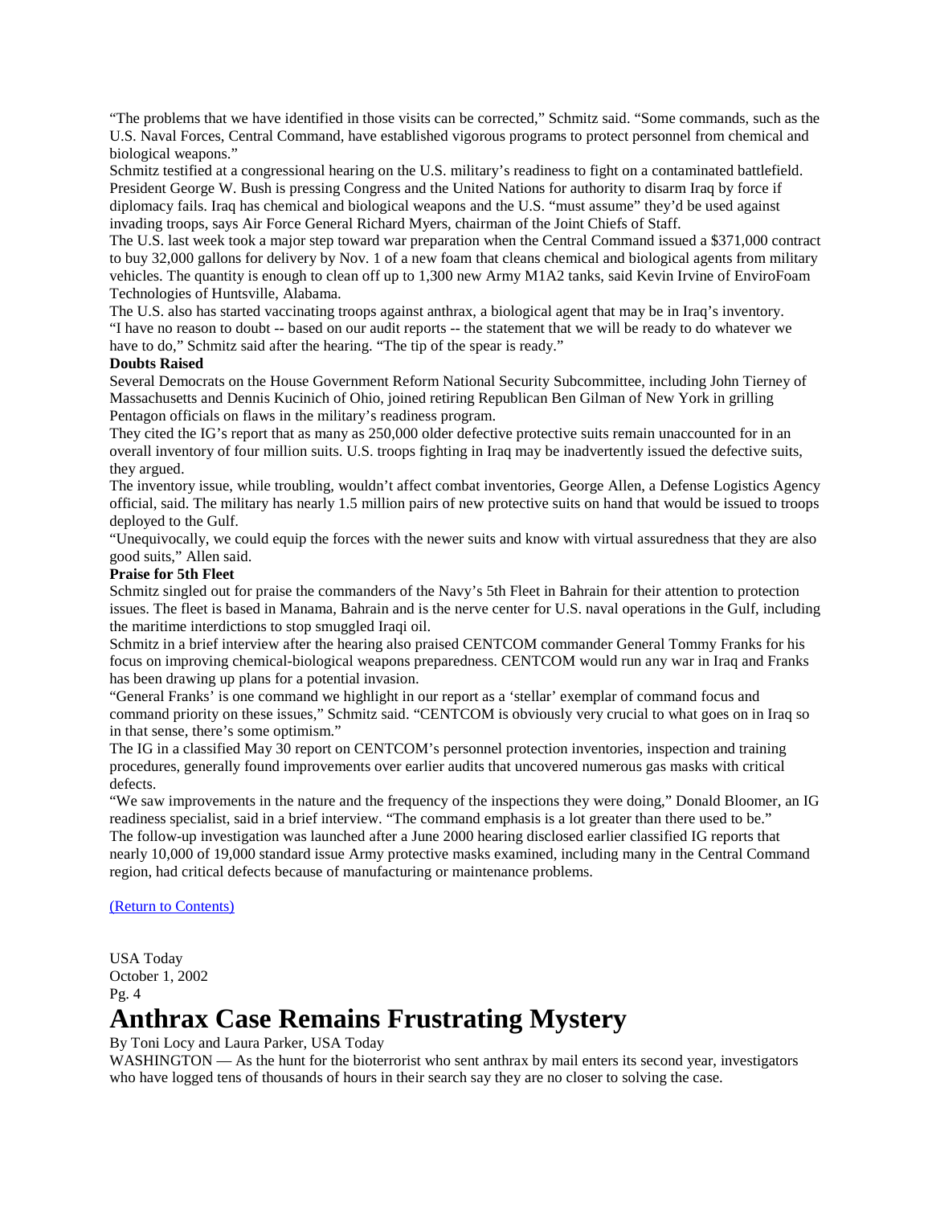"The problems that we have identified in those visits can be corrected," Schmitz said. "Some commands, such as the U.S. Naval Forces, Central Command, have established vigorous programs to protect personnel from chemical and biological weapons."

Schmitz testified at a congressional hearing on the U.S. military's readiness to fight on a contaminated battlefield. President George W. Bush is pressing Congress and the United Nations for authority to disarm Iraq by force if diplomacy fails. Iraq has chemical and biological weapons and the U.S. "must assume" they'd be used against invading troops, says Air Force General Richard Myers, chairman of the Joint Chiefs of Staff.

The U.S. last week took a major step toward war preparation when the Central Command issued a $371,000 contract to buy 32,000 gallons for delivery by Nov. 1 of a new foam that cleans chemical and biological agents from military vehicles. The quantity is enough to clean off up to 1,300 new Army M1A2 tanks, said Kevin Irvine of EnviroFoam Technologies of Huntsville, Alabama.

The U.S. also has started vaccinating troops against anthrax, a biological agent that may be in Iraq's inventory.

"I have no reason to doubt -- based on our audit reports -- the statement that we will be ready to do whatever we have to do," Schmitz said after the hearing. "The tip of the spear is ready."

**Doubts Raised**

Several Democrats on the House Government Reform National Security Subcommittee, including John Tierney of Massachusetts and Dennis Kucinich of Ohio, joined retiring Republican Ben Gilman of New York in grilling Pentagon officials on flaws in the military's readiness program.

They cited the IG's report that as many as 250,000 older defective protective suits remain unaccounted for in an overall inventory of four million suits. U.S. troops fighting in Iraq may be inadvertently issued the defective suits, they argued.

The inventory issue, while troubling, wouldn't affect combat inventories, George Allen, a Defense Logistics Agency official, said. The military has nearly 1.5 million pairs of new protective suits on hand that would be issued to troops deployed to the Gulf.

"Unequivocally, we could equip the forces with the newer suits and know with virtual assuredness that they are also good suits," Allen said.

**Praise for 5th Fleet**

Schmitz singled out for praise the commanders of the Navy's 5th Fleet in Bahrain for their attention to protection issues. The fleet is based in Manama, Bahrain and is the nerve center for U.S. naval operations in the Gulf, including the maritime interdictions to stop smuggled Iraqi oil.

Schmitz in a brief interview after the hearing also praised CENTCOM commander General Tommy Franks for his focus on improving chemical-biological weapons preparedness. CENTCOM would run any war in Iraq and Franks has been drawing up plans for a potential invasion.

"General Franks' is one command we highlight in our report as a 'stellar' exemplar of command focus and command priority on these issues," Schmitz said. "CENTCOM is obviously very crucial to what goes on in Iraq so in that sense, there's some optimism."

The IG in a classified May 30 report on CENTCOM's personnel protection inventories, inspection and training procedures, generally found improvements over earlier audits that uncovered numerous gas masks with critical defects.

"We saw improvements in the nature and the frequency of the inspections they were doing," Donald Bloomer, an IG readiness specialist, said in a brief interview. "The command emphasis is a lot greater than there used to be."

The follow-up investigation was launched after a June 2000 hearing disclosed earlier classified IG reports that nearly 10,000 of 19,000 standard issue Army protective masks examined, including many in the Central Command region, had critical defects because of manufacturing or maintenance problems.

(Return to Contents)

USA Today
October 1, 2002
Pg. 4

# Anthrax Case Remains Frustrating Mystery

By Toni Locy and Laura Parker, USA Today

WASHINGTON — As the hunt for the bioterrorist who sent anthrax by mail enters its second year, investigators who have logged tens of thousands of hours in their search say they are no closer to solving the case.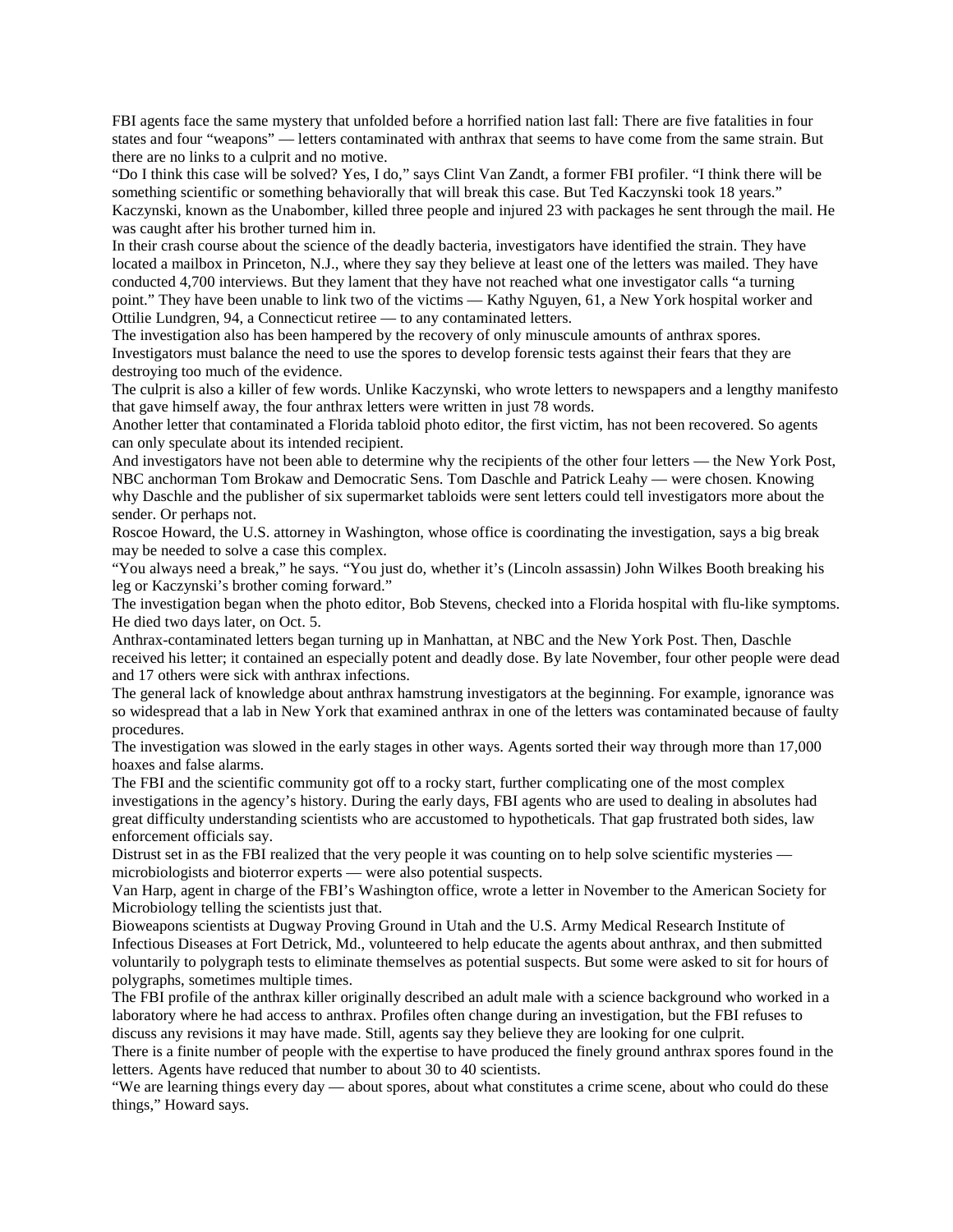FBI agents face the same mystery that unfolded before a horrified nation last fall: There are five fatalities in four states and four "weapons" — letters contaminated with anthrax that seems to have come from the same strain. But there are no links to a culprit and no motive.

"Do I think this case will be solved? Yes, I do," says Clint Van Zandt, a former FBI profiler. "I think there will be something scientific or something behaviorally that will break this case. But Ted Kaczynski took 18 years."

Kaczynski, known as the Unabomber, killed three people and injured 23 with packages he sent through the mail. He was caught after his brother turned him in.

In their crash course about the science of the deadly bacteria, investigators have identified the strain. They have located a mailbox in Princeton, N.J., where they say they believe at least one of the letters was mailed. They have conducted 4,700 interviews. But they lament that they have not reached what one investigator calls "a turning point." They have been unable to link two of the victims — Kathy Nguyen, 61, a New York hospital worker and Ottilie Lundgren, 94, a Connecticut retiree — to any contaminated letters.

The investigation also has been hampered by the recovery of only minuscule amounts of anthrax spores. Investigators must balance the need to use the spores to develop forensic tests against their fears that they are destroying too much of the evidence.

The culprit is also a killer of few words. Unlike Kaczynski, who wrote letters to newspapers and a lengthy manifesto that gave himself away, the four anthrax letters were written in just 78 words.

Another letter that contaminated a Florida tabloid photo editor, the first victim, has not been recovered. So agents can only speculate about its intended recipient.

And investigators have not been able to determine why the recipients of the other four letters — the New York Post, NBC anchorman Tom Brokaw and Democratic Sens. Tom Daschle and Patrick Leahy — were chosen. Knowing why Daschle and the publisher of six supermarket tabloids were sent letters could tell investigators more about the sender. Or perhaps not.

Roscoe Howard, the U.S. attorney in Washington, whose office is coordinating the investigation, says a big break may be needed to solve a case this complex.

"You always need a break," he says. "You just do, whether it's (Lincoln assassin) John Wilkes Booth breaking his leg or Kaczynski's brother coming forward."

The investigation began when the photo editor, Bob Stevens, checked into a Florida hospital with flu-like symptoms. He died two days later, on Oct. 5.

Anthrax-contaminated letters began turning up in Manhattan, at NBC and the New York Post. Then, Daschle received his letter; it contained an especially potent and deadly dose. By late November, four other people were dead and 17 others were sick with anthrax infections.

The general lack of knowledge about anthrax hamstrung investigators at the beginning. For example, ignorance was so widespread that a lab in New York that examined anthrax in one of the letters was contaminated because of faulty procedures.

The investigation was slowed in the early stages in other ways. Agents sorted their way through more than 17,000 hoaxes and false alarms.

The FBI and the scientific community got off to a rocky start, further complicating one of the most complex investigations in the agency's history. During the early days, FBI agents who are used to dealing in absolutes had great difficulty understanding scientists who are accustomed to hypotheticals. That gap frustrated both sides, law enforcement officials say.

Distrust set in as the FBI realized that the very people it was counting on to help solve scientific mysteries — microbiologists and bioterror experts — were also potential suspects.

Van Harp, agent in charge of the FBI's Washington office, wrote a letter in November to the American Society for Microbiology telling the scientists just that.

Bioweapons scientists at Dugway Proving Ground in Utah and the U.S. Army Medical Research Institute of Infectious Diseases at Fort Detrick, Md., volunteered to help educate the agents about anthrax, and then submitted voluntarily to polygraph tests to eliminate themselves as potential suspects. But some were asked to sit for hours of polygraphs, sometimes multiple times.

The FBI profile of the anthrax killer originally described an adult male with a science background who worked in a laboratory where he had access to anthrax. Profiles often change during an investigation, but the FBI refuses to discuss any revisions it may have made. Still, agents say they believe they are looking for one culprit.

There is a finite number of people with the expertise to have produced the finely ground anthrax spores found in the letters. Agents have reduced that number to about 30 to 40 scientists.

"We are learning things every day — about spores, about what constitutes a crime scene, about who could do these things," Howard says.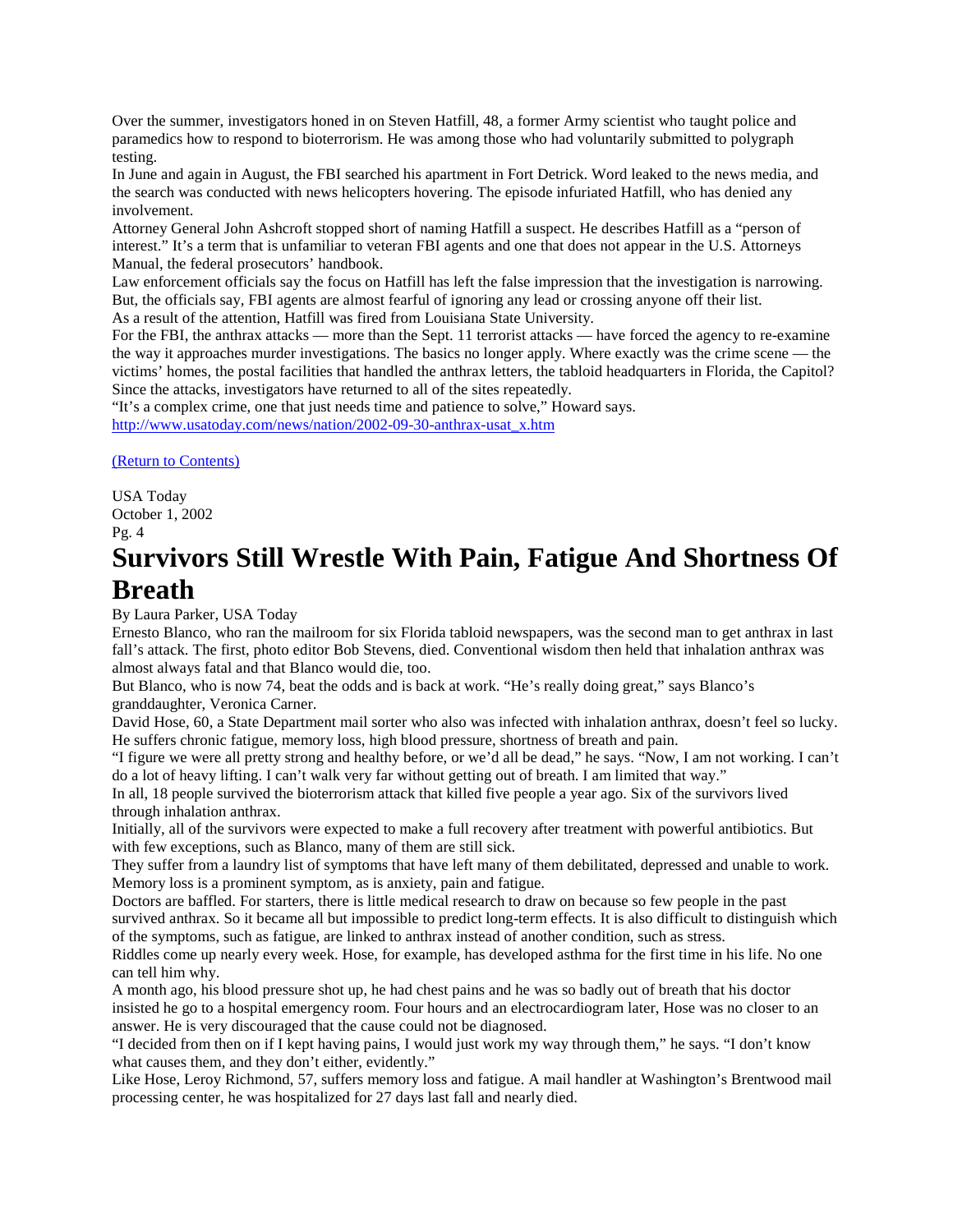Over the summer, investigators honed in on Steven Hatfill, 48, a former Army scientist who taught police and paramedics how to respond to bioterrorism. He was among those who had voluntarily submitted to polygraph testing.

In June and again in August, the FBI searched his apartment in Fort Detrick. Word leaked to the news media, and the search was conducted with news helicopters hovering. The episode infuriated Hatfill, who has denied any involvement.

Attorney General John Ashcroft stopped short of naming Hatfill a suspect. He describes Hatfill as a "person of interest." It's a term that is unfamiliar to veteran FBI agents and one that does not appear in the U.S. Attorneys Manual, the federal prosecutors' handbook.

Law enforcement officials say the focus on Hatfill has left the false impression that the investigation is narrowing. But, the officials say, FBI agents are almost fearful of ignoring any lead or crossing anyone off their list.

As a result of the attention, Hatfill was fired from Louisiana State University.

For the FBI, the anthrax attacks — more than the Sept. 11 terrorist attacks — have forced the agency to re-examine the way it approaches murder investigations. The basics no longer apply. Where exactly was the crime scene — the victims' homes, the postal facilities that handled the anthrax letters, the tabloid headquarters in Florida, the Capitol? Since the attacks, investigators have returned to all of the sites repeatedly.

"It's a complex crime, one that just needs time and patience to solve," Howard says.

http://www.usatoday.com/news/nation/2002-09-30-anthrax-usat_x.htm

(Return to Contents)

USA Today
October 1, 2002
Pg. 4

# Survivors Still Wrestle With Pain, Fatigue And Shortness Of Breath

By Laura Parker, USA Today

Ernesto Blanco, who ran the mailroom for six Florida tabloid newspapers, was the second man to get anthrax in last fall's attack. The first, photo editor Bob Stevens, died. Conventional wisdom then held that inhalation anthrax was almost always fatal and that Blanco would die, too.

But Blanco, who is now 74, beat the odds and is back at work. "He's really doing great," says Blanco's granddaughter, Veronica Carner.

David Hose, 60, a State Department mail sorter who also was infected with inhalation anthrax, doesn't feel so lucky. He suffers chronic fatigue, memory loss, high blood pressure, shortness of breath and pain.

"I figure we were all pretty strong and healthy before, or we'd all be dead," he says. "Now, I am not working. I can't do a lot of heavy lifting. I can't walk very far without getting out of breath. I am limited that way."

In all, 18 people survived the bioterrorism attack that killed five people a year ago. Six of the survivors lived through inhalation anthrax.

Initially, all of the survivors were expected to make a full recovery after treatment with powerful antibiotics. But with few exceptions, such as Blanco, many of them are still sick.

They suffer from a laundry list of symptoms that have left many of them debilitated, depressed and unable to work. Memory loss is a prominent symptom, as is anxiety, pain and fatigue.

Doctors are baffled. For starters, there is little medical research to draw on because so few people in the past survived anthrax. So it became all but impossible to predict long-term effects. It is also difficult to distinguish which of the symptoms, such as fatigue, are linked to anthrax instead of another condition, such as stress.

Riddles come up nearly every week. Hose, for example, has developed asthma for the first time in his life. No one can tell him why.

A month ago, his blood pressure shot up, he had chest pains and he was so badly out of breath that his doctor insisted he go to a hospital emergency room. Four hours and an electrocardiogram later, Hose was no closer to an answer. He is very discouraged that the cause could not be diagnosed.

"I decided from then on if I kept having pains, I would just work my way through them," he says. "I don't know what causes them, and they don't either, evidently."

Like Hose, Leroy Richmond, 57, suffers memory loss and fatigue. A mail handler at Washington's Brentwood mail processing center, he was hospitalized for 27 days last fall and nearly died.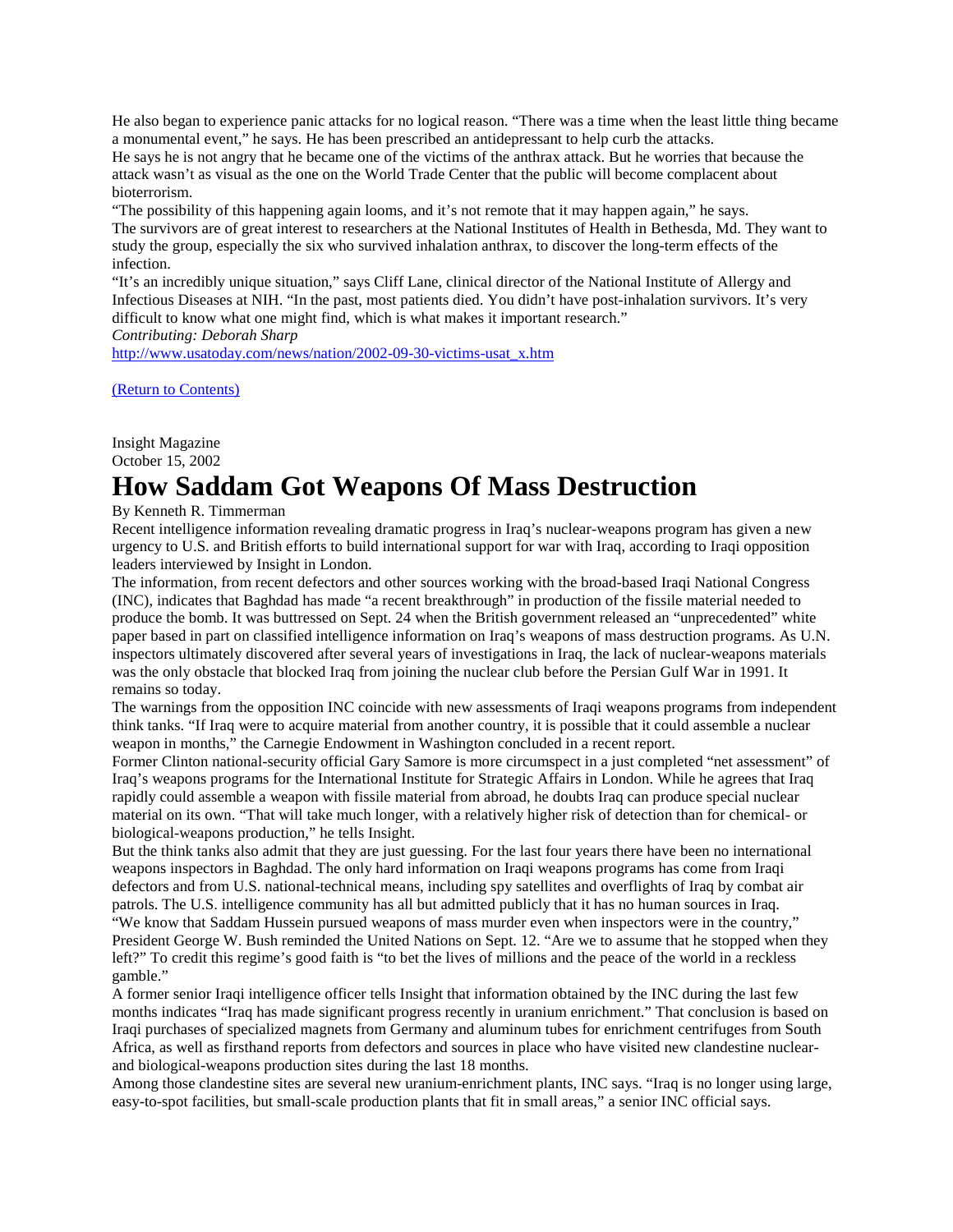He also began to experience panic attacks for no logical reason. "There was a time when the least little thing became a monumental event," he says. He has been prescribed an antidepressant to help curb the attacks.

He says he is not angry that he became one of the victims of the anthrax attack. But he worries that because the attack wasn't as visual as the one on the World Trade Center that the public will become complacent about bioterrorism.

"The possibility of this happening again looms, and it's not remote that it may happen again," he says.

The survivors are of great interest to researchers at the National Institutes of Health in Bethesda, Md. They want to study the group, especially the six who survived inhalation anthrax, to discover the long-term effects of the infection.

"It's an incredibly unique situation," says Cliff Lane, clinical director of the National Institute of Allergy and Infectious Diseases at NIH. "In the past, most patients died. You didn't have post-inhalation survivors. It's very difficult to know what one might find, which is what makes it important research."

*Contributing: Deborah Sharp*

http://www.usatoday.com/news/nation/2002-09-30-victims-usat_x.htm

(Return to Contents)

Insight Magazine
October 15, 2002

# How Saddam Got Weapons Of Mass Destruction

By Kenneth R. Timmerman

Recent intelligence information revealing dramatic progress in Iraq's nuclear-weapons program has given a new urgency to U.S. and British efforts to build international support for war with Iraq, according to Iraqi opposition leaders interviewed by Insight in London.

The information, from recent defectors and other sources working with the broad-based Iraqi National Congress (INC), indicates that Baghdad has made "a recent breakthrough" in production of the fissile material needed to produce the bomb. It was buttressed on Sept. 24 when the British government released an "unprecedented" white paper based in part on classified intelligence information on Iraq's weapons of mass destruction programs. As U.N. inspectors ultimately discovered after several years of investigations in Iraq, the lack of nuclear-weapons materials was the only obstacle that blocked Iraq from joining the nuclear club before the Persian Gulf War in 1991. It remains so today.

The warnings from the opposition INC coincide with new assessments of Iraqi weapons programs from independent think tanks. "If Iraq were to acquire material from another country, it is possible that it could assemble a nuclear weapon in months," the Carnegie Endowment in Washington concluded in a recent report.

Former Clinton national-security official Gary Samore is more circumspect in a just completed "net assessment" of Iraq's weapons programs for the International Institute for Strategic Affairs in London. While he agrees that Iraq rapidly could assemble a weapon with fissile material from abroad, he doubts Iraq can produce special nuclear material on its own. "That will take much longer, with a relatively higher risk of detection than for chemical- or biological-weapons production," he tells Insight.

But the think tanks also admit that they are just guessing. For the last four years there have been no international weapons inspectors in Baghdad. The only hard information on Iraqi weapons programs has come from Iraqi defectors and from U.S. national-technical means, including spy satellites and overflights of Iraq by combat air patrols. The U.S. intelligence community has all but admitted publicly that it has no human sources in Iraq.

"We know that Saddam Hussein pursued weapons of mass murder even when inspectors were in the country," President George W. Bush reminded the United Nations on Sept. 12. "Are we to assume that he stopped when they left?" To credit this regime's good faith is "to bet the lives of millions and the peace of the world in a reckless gamble."

A former senior Iraqi intelligence officer tells Insight that information obtained by the INC during the last few months indicates "Iraq has made significant progress recently in uranium enrichment." That conclusion is based on Iraqi purchases of specialized magnets from Germany and aluminum tubes for enrichment centrifuges from South Africa, as well as firsthand reports from defectors and sources in place who have visited new clandestine nuclear- and biological-weapons production sites during the last 18 months.

Among those clandestine sites are several new uranium-enrichment plants, INC says. "Iraq is no longer using large, easy-to-spot facilities, but small-scale production plants that fit in small areas," a senior INC official says.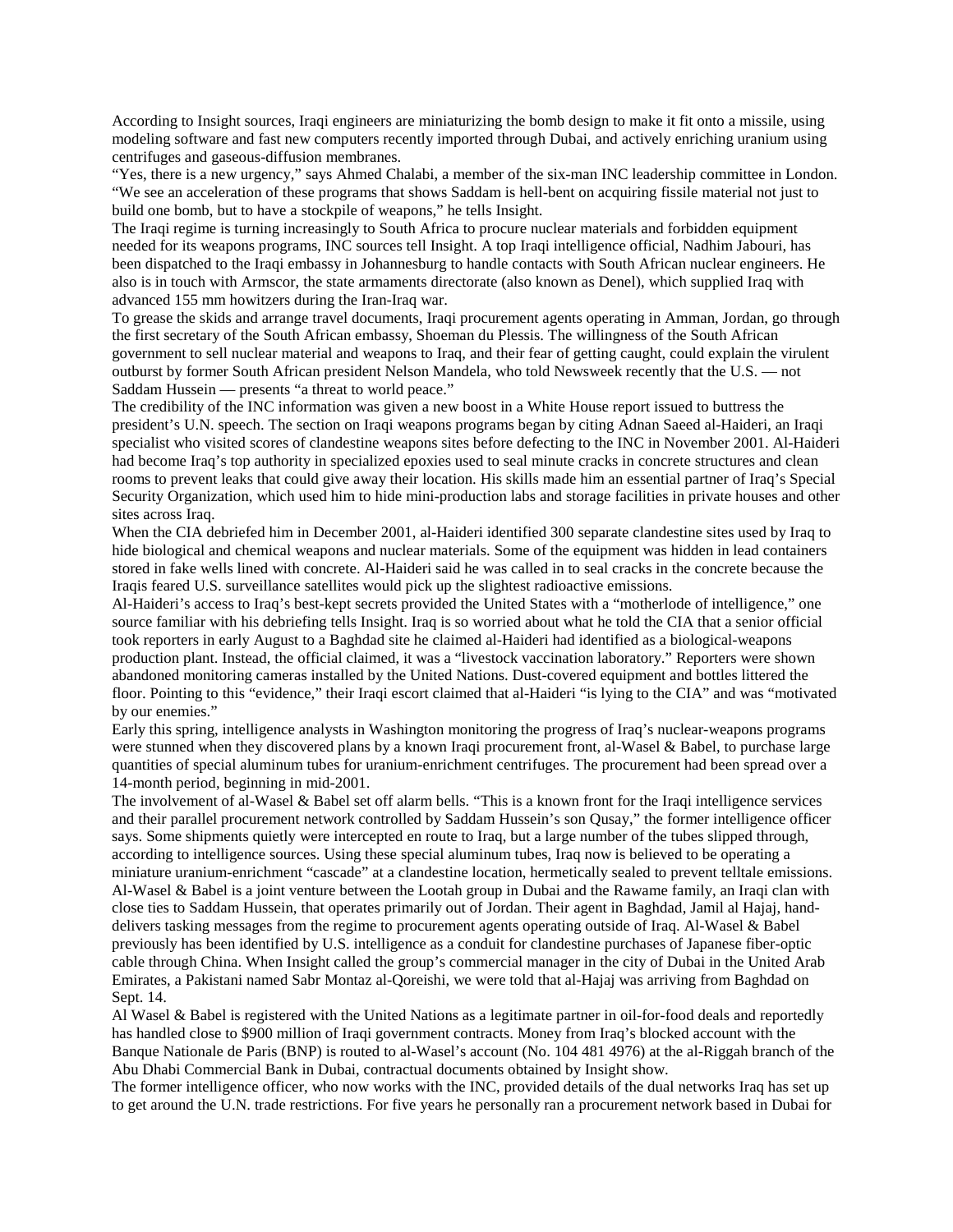According to Insight sources, Iraqi engineers are miniaturizing the bomb design to make it fit onto a missile, using modeling software and fast new computers recently imported through Dubai, and actively enriching uranium using centrifuges and gaseous-diffusion membranes.

“Yes, there is a new urgency,” says Ahmed Chalabi, a member of the six-man INC leadership committee in London. “We see an acceleration of these programs that shows Saddam is hell-bent on acquiring fissile material not just to build one bomb, but to have a stockpile of weapons,” he tells Insight.

The Iraqi regime is turning increasingly to South Africa to procure nuclear materials and forbidden equipment needed for its weapons programs, INC sources tell Insight. A top Iraqi intelligence official, Nadhim Jabouri, has been dispatched to the Iraqi embassy in Johannesburg to handle contacts with South African nuclear engineers. He also is in touch with Armscor, the state armaments directorate (also known as Denel), which supplied Iraq with advanced 155 mm howitzers during the Iran-Iraq war.

To grease the skids and arrange travel documents, Iraqi procurement agents operating in Amman, Jordan, go through the first secretary of the South African embassy, Shoeman du Plessis. The willingness of the South African government to sell nuclear material and weapons to Iraq, and their fear of getting caught, could explain the virulent outburst by former South African president Nelson Mandela, who told Newsweek recently that the U.S. — not Saddam Hussein — presents “a threat to world peace.”

The credibility of the INC information was given a new boost in a White House report issued to buttress the president’s U.N. speech. The section on Iraqi weapons programs began by citing Adnan Saeed al-Haideri, an Iraqi specialist who visited scores of clandestine weapons sites before defecting to the INC in November 2001. Al-Haideri had become Iraq’s top authority in specialized epoxies used to seal minute cracks in concrete structures and clean rooms to prevent leaks that could give away their location. His skills made him an essential partner of Iraq’s Special Security Organization, which used him to hide mini-production labs and storage facilities in private houses and other sites across Iraq.

When the CIA debriefed him in December 2001, al-Haideri identified 300 separate clandestine sites used by Iraq to hide biological and chemical weapons and nuclear materials. Some of the equipment was hidden in lead containers stored in fake wells lined with concrete. Al-Haideri said he was called in to seal cracks in the concrete because the Iraqis feared U.S. surveillance satellites would pick up the slightest radioactive emissions.

Al-Haideri’s access to Iraq’s best-kept secrets provided the United States with a “motherlode of intelligence,” one source familiar with his debriefing tells Insight. Iraq is so worried about what he told the CIA that a senior official took reporters in early August to a Baghdad site he claimed al-Haideri had identified as a biological-weapons production plant. Instead, the official claimed, it was a “livestock vaccination laboratory.” Reporters were shown abandoned monitoring cameras installed by the United Nations. Dust-covered equipment and bottles littered the floor. Pointing to this “evidence,” their Iraqi escort claimed that al-Haideri “is lying to the CIA” and was “motivated by our enemies.”

Early this spring, intelligence analysts in Washington monitoring the progress of Iraq’s nuclear-weapons programs were stunned when they discovered plans by a known Iraqi procurement front, al-Wasel & Babel, to purchase large quantities of special aluminum tubes for uranium-enrichment centrifuges. The procurement had been spread over a 14-month period, beginning in mid-2001.

The involvement of al-Wasel & Babel set off alarm bells. “This is a known front for the Iraqi intelligence services and their parallel procurement network controlled by Saddam Hussein’s son Qusay,” the former intelligence officer says. Some shipments quietly were intercepted en route to Iraq, but a large number of the tubes slipped through, according to intelligence sources. Using these special aluminum tubes, Iraq now is believed to be operating a miniature uranium-enrichment “cascade” at a clandestine location, hermetically sealed to prevent telltale emissions.

Al-Wasel & Babel is a joint venture between the Lootah group in Dubai and the Rawame family, an Iraqi clan with close ties to Saddam Hussein, that operates primarily out of Jordan. Their agent in Baghdad, Jamil al Hajaj, hand-delivers tasking messages from the regime to procurement agents operating outside of Iraq. Al-Wasel & Babel previously has been identified by U.S. intelligence as a conduit for clandestine purchases of Japanese fiber-optic cable through China. When Insight called the group’s commercial manager in the city of Dubai in the United Arab Emirates, a Pakistani named Sabr Montaz al-Qoreishi, we were told that al-Hajaj was arriving from Baghdad on Sept. 14.

Al Wasel & Babel is registered with the United Nations as a legitimate partner in oil-for-food deals and reportedly has handled close to $900 million of Iraqi government contracts. Money from Iraq’s blocked account with the Banque Nationale de Paris (BNP) is routed to al-Wasel’s account (No. 104 481 4976) at the al-Riggah branch of the Abu Dhabi Commercial Bank in Dubai, contractual documents obtained by Insight show.

The former intelligence officer, who now works with the INC, provided details of the dual networks Iraq has set up to get around the U.N. trade restrictions. For five years he personally ran a procurement network based in Dubai for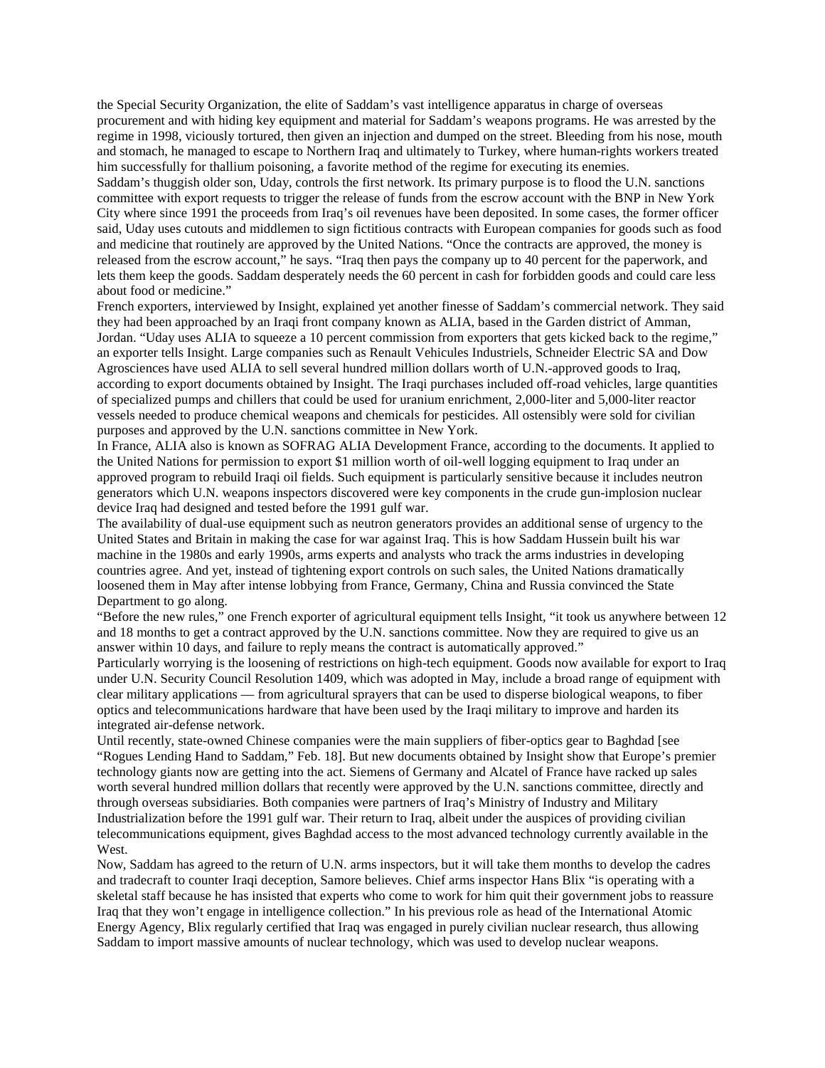the Special Security Organization, the elite of Saddam's vast intelligence apparatus in charge of overseas procurement and with hiding key equipment and material for Saddam's weapons programs. He was arrested by the regime in 1998, viciously tortured, then given an injection and dumped on the street. Bleeding from his nose, mouth and stomach, he managed to escape to Northern Iraq and ultimately to Turkey, where human-rights workers treated him successfully for thallium poisoning, a favorite method of the regime for executing its enemies.

Saddam's thuggish older son, Uday, controls the first network. Its primary purpose is to flood the U.N. sanctions committee with export requests to trigger the release of funds from the escrow account with the BNP in New York City where since 1991 the proceeds from Iraq's oil revenues have been deposited. In some cases, the former officer said, Uday uses cutouts and middlemen to sign fictitious contracts with European companies for goods such as food and medicine that routinely are approved by the United Nations. "Once the contracts are approved, the money is released from the escrow account," he says. "Iraq then pays the company up to 40 percent for the paperwork, and lets them keep the goods. Saddam desperately needs the 60 percent in cash for forbidden goods and could care less about food or medicine."

French exporters, interviewed by Insight, explained yet another finesse of Saddam's commercial network. They said they had been approached by an Iraqi front company known as ALIA, based in the Garden district of Amman, Jordan. "Uday uses ALIA to squeeze a 10 percent commission from exporters that gets kicked back to the regime," an exporter tells Insight. Large companies such as Renault Vehicules Industriels, Schneider Electric SA and Dow Agrosciences have used ALIA to sell several hundred million dollars worth of U.N.-approved goods to Iraq, according to export documents obtained by Insight. The Iraqi purchases included off-road vehicles, large quantities of specialized pumps and chillers that could be used for uranium enrichment, 2,000-liter and 5,000-liter reactor vessels needed to produce chemical weapons and chemicals for pesticides. All ostensibly were sold for civilian purposes and approved by the U.N. sanctions committee in New York.

In France, ALIA also is known as SOFRAG ALIA Development France, according to the documents. It applied to the United Nations for permission to export $1 million worth of oil-well logging equipment to Iraq under an approved program to rebuild Iraqi oil fields. Such equipment is particularly sensitive because it includes neutron generators which U.N. weapons inspectors discovered were key components in the crude gun-implosion nuclear device Iraq had designed and tested before the 1991 gulf war.

The availability of dual-use equipment such as neutron generators provides an additional sense of urgency to the United States and Britain in making the case for war against Iraq. This is how Saddam Hussein built his war machine in the 1980s and early 1990s, arms experts and analysts who track the arms industries in developing countries agree. And yet, instead of tightening export controls on such sales, the United Nations dramatically loosened them in May after intense lobbying from France, Germany, China and Russia convinced the State Department to go along.

"Before the new rules," one French exporter of agricultural equipment tells Insight, "it took us anywhere between 12 and 18 months to get a contract approved by the U.N. sanctions committee. Now they are required to give us an answer within 10 days, and failure to reply means the contract is automatically approved."

Particularly worrying is the loosening of restrictions on high-tech equipment. Goods now available for export to Iraq under U.N. Security Council Resolution 1409, which was adopted in May, include a broad range of equipment with clear military applications — from agricultural sprayers that can be used to disperse biological weapons, to fiber optics and telecommunications hardware that have been used by the Iraqi military to improve and harden its integrated air-defense network.

Until recently, state-owned Chinese companies were the main suppliers of fiber-optics gear to Baghdad [see "Rogues Lending Hand to Saddam," Feb. 18]. But new documents obtained by Insight show that Europe's premier technology giants now are getting into the act. Siemens of Germany and Alcatel of France have racked up sales worth several hundred million dollars that recently were approved by the U.N. sanctions committee, directly and through overseas subsidiaries. Both companies were partners of Iraq's Ministry of Industry and Military Industrialization before the 1991 gulf war. Their return to Iraq, albeit under the auspices of providing civilian telecommunications equipment, gives Baghdad access to the most advanced technology currently available in the West.

Now, Saddam has agreed to the return of U.N. arms inspectors, but it will take them months to develop the cadres and tradecraft to counter Iraqi deception, Samore believes. Chief arms inspector Hans Blix "is operating with a skeletal staff because he has insisted that experts who come to work for him quit their government jobs to reassure Iraq that they won't engage in intelligence collection." In his previous role as head of the International Atomic Energy Agency, Blix regularly certified that Iraq was engaged in purely civilian nuclear research, thus allowing Saddam to import massive amounts of nuclear technology, which was used to develop nuclear weapons.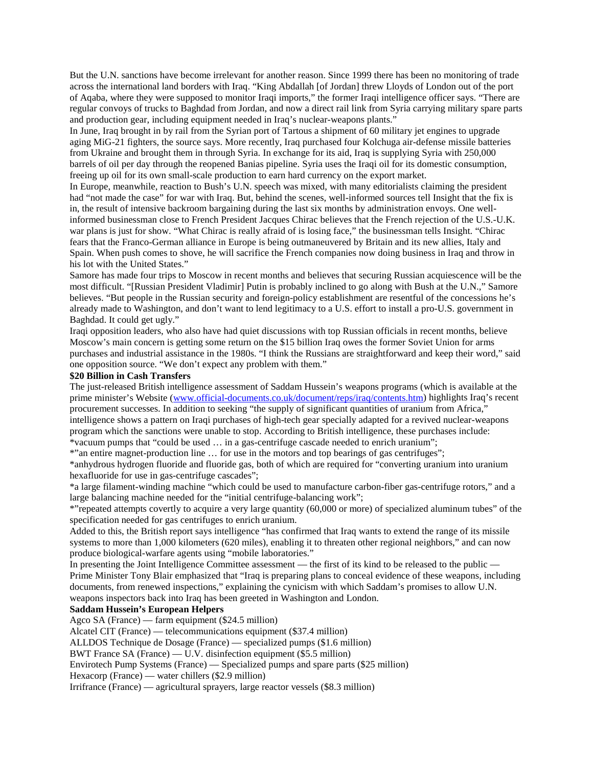But the U.N. sanctions have become irrelevant for another reason. Since 1999 there has been no monitoring of trade across the international land borders with Iraq. "King Abdallah [of Jordan] threw Lloyds of London out of the port of Aqaba, where they were supposed to monitor Iraqi imports," the former Iraqi intelligence officer says. "There are regular convoys of trucks to Baghdad from Jordan, and now a direct rail link from Syria carrying military spare parts and production gear, including equipment needed in Iraq's nuclear-weapons plants."

In June, Iraq brought in by rail from the Syrian port of Tartous a shipment of 60 military jet engines to upgrade aging MiG-21 fighters, the source says. More recently, Iraq purchased four Kolchuga air-defense missile batteries from Ukraine and brought them in through Syria. In exchange for its aid, Iraq is supplying Syria with 250,000 barrels of oil per day through the reopened Banias pipeline. Syria uses the Iraqi oil for its domestic consumption, freeing up oil for its own small-scale production to earn hard currency on the export market.

In Europe, meanwhile, reaction to Bush's U.N. speech was mixed, with many editorialists claiming the president had "not made the case" for war with Iraq. But, behind the scenes, well-informed sources tell Insight that the fix is in, the result of intensive backroom bargaining during the last six months by administration envoys. One well-informed businessman close to French President Jacques Chirac believes that the French rejection of the U.S.-U.K. war plans is just for show. "What Chirac is really afraid of is losing face," the businessman tells Insight. "Chirac fears that the Franco-German alliance in Europe is being outmaneuvered by Britain and its new allies, Italy and Spain. When push comes to shove, he will sacrifice the French companies now doing business in Iraq and throw in his lot with the United States."

Samore has made four trips to Moscow in recent months and believes that securing Russian acquiescence will be the most difficult. "[Russian President Vladimir] Putin is probably inclined to go along with Bush at the U.N.," Samore believes. "But people in the Russian security and foreign-policy establishment are resentful of the concessions he's already made to Washington, and don't want to lend legitimacy to a U.S. effort to install a pro-U.S. government in Baghdad. It could get ugly."

Iraqi opposition leaders, who also have had quiet discussions with top Russian officials in recent months, believe Moscow's main concern is getting some return on the $15 billion Iraq owes the former Soviet Union for arms purchases and industrial assistance in the 1980s. "I think the Russians are straightforward and keep their word," said one opposition source. "We don't expect any problem with them."

**$20 Billion in Cash Transfers**

The just-released British intelligence assessment of Saddam Hussein's weapons programs (which is available at the prime minister's Website (www.official-documents.co.uk/document/reps/iraq/contents.htm) highlights Iraq's recent procurement successes. In addition to seeking "the supply of significant quantities of uranium from Africa," intelligence shows a pattern on Iraqi purchases of high-tech gear specially adapted for a revived nuclear-weapons program which the sanctions were unable to stop. According to British intelligence, these purchases include:

*vacuum pumps that "could be used … in a gas-centrifuge cascade needed to enrich uranium";

*"an entire magnet-production line … for use in the motors and top bearings of gas centrifuges";

*anhydrous hydrogen fluoride and fluoride gas, both of which are required for "converting uranium into uranium hexafluoride for use in gas-centrifuge cascades";

*a large filament-winding machine "which could be used to manufacture carbon-fiber gas-centrifuge rotors," and a large balancing machine needed for the "initial centrifuge-balancing work";

*"repeated attempts covertly to acquire a very large quantity (60,000 or more) of specialized aluminum tubes" of the specification needed for gas centrifuges to enrich uranium.

Added to this, the British report says intelligence "has confirmed that Iraq wants to extend the range of its missile systems to more than 1,000 kilometers (620 miles), enabling it to threaten other regional neighbors," and can now produce biological-warfare agents using "mobile laboratories."

In presenting the Joint Intelligence Committee assessment — the first of its kind to be released to the public — Prime Minister Tony Blair emphasized that "Iraq is preparing plans to conceal evidence of these weapons, including documents, from renewed inspections," explaining the cynicism with which Saddam's promises to allow U.N. weapons inspectors back into Iraq has been greeted in Washington and London.

**Saddam Hussein's European Helpers**

Agco SA (France) — farm equipment ($24.5 million)

Alcatel CIT (France) — telecommunications equipment ($37.4 million)

ALLDOS Technique de Dosage (France) — specialized pumps ($1.6 million)

BWT France SA (France) — U.V. disinfection equipment ($5.5 million)

Envirotech Pump Systems (France) — Specialized pumps and spare parts ($25 million)

Hexacorp (France) — water chillers ($2.9 million)

Irrifrance (France) — agricultural sprayers, large reactor vessels ($8.3 million)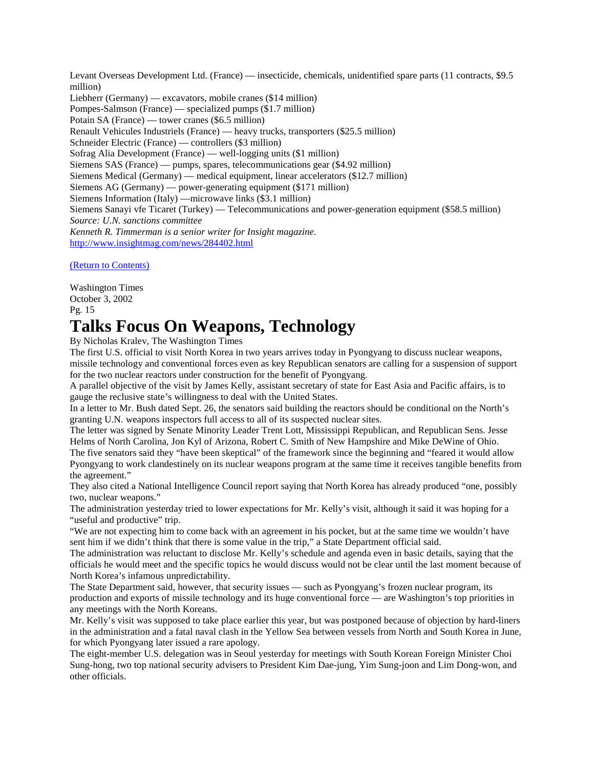Levant Overseas Development Ltd. (France) — insecticide, chemicals, unidentified spare parts (11 contracts, $9.5 million)
Liebherr (Germany) — excavators, mobile cranes ($14 million)
Pompes-Salmson (France) — specialized pumps ($1.7 million)
Potain SA (France) — tower cranes ($6.5 million)
Renault Vehicules Industriels (France) — heavy trucks, transporters ($25.5 million)
Schneider Electric (France) — controllers ($3 million)
Sofrag Alia Development (France) — well-logging units ($1 million)
Siemens SAS (France) — pumps, spares, telecommunications gear ($4.92 million)
Siemens Medical (Germany) — medical equipment, linear accelerators ($12.7 million)
Siemens AG (Germany) — power-generating equipment ($171 million)
Siemens Information (Italy) —microwave links ($3.1 million)
Siemens Sanayi vfe Ticaret (Turkey) — Telecommunications and power-generation equipment ($58.5 million)
*Source: U.N. sanctions committee*
*Kenneth R. Timmerman is a senior writer for Insight magazine.*
http://www.insightmag.com/news/284402.html

(Return to Contents)

Washington Times
October 3, 2002
Pg. 15

# Talks Focus On Weapons, Technology

By Nicholas Kralev, The Washington Times

The first U.S. official to visit North Korea in two years arrives today in Pyongyang to discuss nuclear weapons, missile technology and conventional forces even as key Republican senators are calling for a suspension of support for the two nuclear reactors under construction for the benefit of Pyongyang.

A parallel objective of the visit by James Kelly, assistant secretary of state for East Asia and Pacific affairs, is to gauge the reclusive state's willingness to deal with the United States.

In a letter to Mr. Bush dated Sept. 26, the senators said building the reactors should be conditional on the North's granting U.N. weapons inspectors full access to all of its suspected nuclear sites.

The letter was signed by Senate Minority Leader Trent Lott, Mississippi Republican, and Republican Sens. Jesse Helms of North Carolina, Jon Kyl of Arizona, Robert C. Smith of New Hampshire and Mike DeWine of Ohio.

The five senators said they "have been skeptical" of the framework since the beginning and "feared it would allow Pyongyang to work clandestinely on its nuclear weapons program at the same time it receives tangible benefits from the agreement."

They also cited a National Intelligence Council report saying that North Korea has already produced "one, possibly two, nuclear weapons."

The administration yesterday tried to lower expectations for Mr. Kelly's visit, although it said it was hoping for a "useful and productive" trip.

"We are not expecting him to come back with an agreement in his pocket, but at the same time we wouldn't have sent him if we didn't think that there is some value in the trip," a State Department official said.

The administration was reluctant to disclose Mr. Kelly's schedule and agenda even in basic details, saying that the officials he would meet and the specific topics he would discuss would not be clear until the last moment because of North Korea's infamous unpredictability.

The State Department said, however, that security issues — such as Pyongyang's frozen nuclear program, its production and exports of missile technology and its huge conventional force — are Washington's top priorities in any meetings with the North Koreans.

Mr. Kelly's visit was supposed to take place earlier this year, but was postponed because of objection by hard-liners in the administration and a fatal naval clash in the Yellow Sea between vessels from North and South Korea in June, for which Pyongyang later issued a rare apology.

The eight-member U.S. delegation was in Seoul yesterday for meetings with South Korean Foreign Minister Choi Sung-hong, two top national security advisers to President Kim Dae-jung, Yim Sung-joon and Lim Dong-won, and other officials.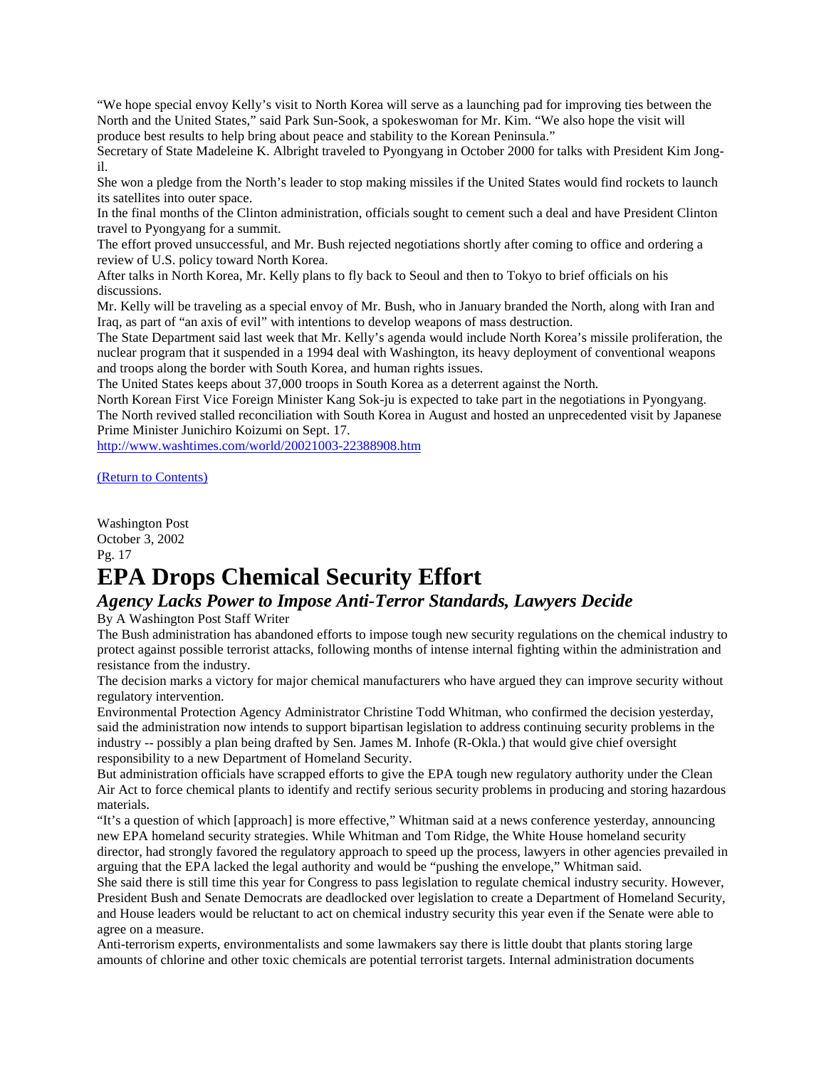"We hope special envoy Kelly's visit to North Korea will serve as a launching pad for improving ties between the North and the United States," said Park Sun-Sook, a spokeswoman for Mr. Kim. "We also hope the visit will produce best results to help bring about peace and stability to the Korean Peninsula."

Secretary of State Madeleine K. Albright traveled to Pyongyang in October 2000 for talks with President Kim Jong-il.

She won a pledge from the North's leader to stop making missiles if the United States would find rockets to launch its satellites into outer space.

In the final months of the Clinton administration, officials sought to cement such a deal and have President Clinton travel to Pyongyang for a summit.

The effort proved unsuccessful, and Mr. Bush rejected negotiations shortly after coming to office and ordering a review of U.S. policy toward North Korea.

After talks in North Korea, Mr. Kelly plans to fly back to Seoul and then to Tokyo to brief officials on his discussions.

Mr. Kelly will be traveling as a special envoy of Mr. Bush, who in January branded the North, along with Iran and Iraq, as part of "an axis of evil" with intentions to develop weapons of mass destruction.

The State Department said last week that Mr. Kelly's agenda would include North Korea's missile proliferation, the nuclear program that it suspended in a 1994 deal with Washington, its heavy deployment of conventional weapons and troops along the border with South Korea, and human rights issues.

The United States keeps about 37,000 troops in South Korea as a deterrent against the North.

North Korean First Vice Foreign Minister Kang Sok-ju is expected to take part in the negotiations in Pyongyang.

The North revived stalled reconciliation with South Korea in August and hosted an unprecedented visit by Japanese Prime Minister Junichiro Koizumi on Sept. 17.

http://www.washtimes.com/world/20021003-22388908.htm

(Return to Contents)

Washington Post
October 3, 2002
Pg. 17

# EPA Drops Chemical Security Effort

## *Agency Lacks Power to Impose Anti-Terror Standards, Lawyers Decide*

By A Washington Post Staff Writer

The Bush administration has abandoned efforts to impose tough new security regulations on the chemical industry to protect against possible terrorist attacks, following months of intense internal fighting within the administration and resistance from the industry.

The decision marks a victory for major chemical manufacturers who have argued they can improve security without regulatory intervention.

Environmental Protection Agency Administrator Christine Todd Whitman, who confirmed the decision yesterday, said the administration now intends to support bipartisan legislation to address continuing security problems in the industry -- possibly a plan being drafted by Sen. James M. Inhofe (R-Okla.) that would give chief oversight responsibility to a new Department of Homeland Security.

But administration officials have scrapped efforts to give the EPA tough new regulatory authority under the Clean Air Act to force chemical plants to identify and rectify serious security problems in producing and storing hazardous materials.

"It's a question of which [approach] is more effective," Whitman said at a news conference yesterday, announcing new EPA homeland security strategies. While Whitman and Tom Ridge, the White House homeland security director, had strongly favored the regulatory approach to speed up the process, lawyers in other agencies prevailed in arguing that the EPA lacked the legal authority and would be "pushing the envelope," Whitman said.

She said there is still time this year for Congress to pass legislation to regulate chemical industry security. However, President Bush and Senate Democrats are deadlocked over legislation to create a Department of Homeland Security, and House leaders would be reluctant to act on chemical industry security this year even if the Senate were able to agree on a measure.

Anti-terrorism experts, environmentalists and some lawmakers say there is little doubt that plants storing large amounts of chlorine and other toxic chemicals are potential terrorist targets. Internal administration documents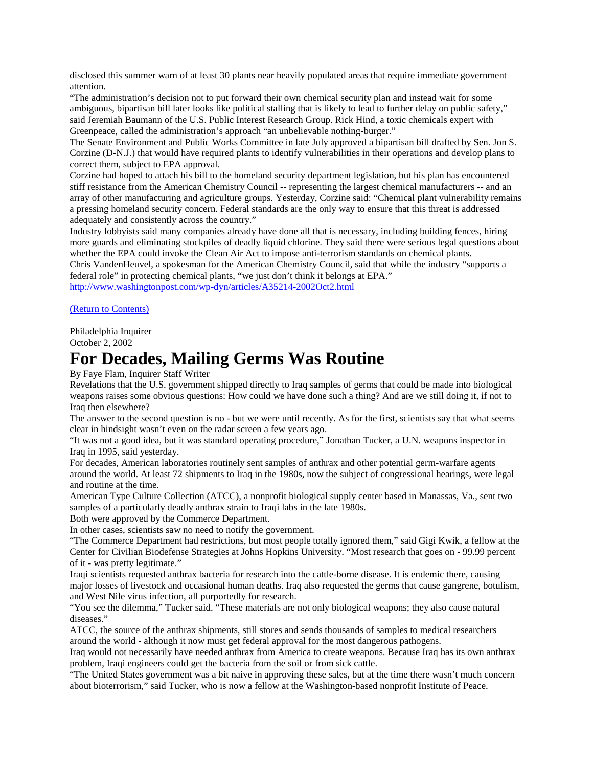disclosed this summer warn of at least 30 plants near heavily populated areas that require immediate government attention.

"The administration's decision not to put forward their own chemical security plan and instead wait for some ambiguous, bipartisan bill later looks like political stalling that is likely to lead to further delay on public safety," said Jeremiah Baumann of the U.S. Public Interest Research Group. Rick Hind, a toxic chemicals expert with Greenpeace, called the administration's approach "an unbelievable nothing-burger."

The Senate Environment and Public Works Committee in late July approved a bipartisan bill drafted by Sen. Jon S. Corzine (D-N.J.) that would have required plants to identify vulnerabilities in their operations and develop plans to correct them, subject to EPA approval.

Corzine had hoped to attach his bill to the homeland security department legislation, but his plan has encountered stiff resistance from the American Chemistry Council -- representing the largest chemical manufacturers -- and an array of other manufacturing and agriculture groups. Yesterday, Corzine said: "Chemical plant vulnerability remains a pressing homeland security concern. Federal standards are the only way to ensure that this threat is addressed adequately and consistently across the country."

Industry lobbyists said many companies already have done all that is necessary, including building fences, hiring more guards and eliminating stockpiles of deadly liquid chlorine. They said there were serious legal questions about whether the EPA could invoke the Clean Air Act to impose anti-terrorism standards on chemical plants.

Chris VandenHeuvel, a spokesman for the American Chemistry Council, said that while the industry "supports a federal role" in protecting chemical plants, "we just don't think it belongs at EPA."

http://www.washingtonpost.com/wp-dyn/articles/A35214-2002Oct2.html

(Return to Contents)

Philadelphia Inquirer
October 2, 2002

# For Decades, Mailing Germs Was Routine

By Faye Flam, Inquirer Staff Writer

Revelations that the U.S. government shipped directly to Iraq samples of germs that could be made into biological weapons raises some obvious questions: How could we have done such a thing? And are we still doing it, if not to Iraq then elsewhere?

The answer to the second question is no - but we were until recently. As for the first, scientists say that what seems clear in hindsight wasn't even on the radar screen a few years ago.

"It was not a good idea, but it was standard operating procedure," Jonathan Tucker, a U.N. weapons inspector in Iraq in 1995, said yesterday.

For decades, American laboratories routinely sent samples of anthrax and other potential germ-warfare agents around the world. At least 72 shipments to Iraq in the 1980s, now the subject of congressional hearings, were legal and routine at the time.

American Type Culture Collection (ATCC), a nonprofit biological supply center based in Manassas, Va., sent two samples of a particularly deadly anthrax strain to Iraqi labs in the late 1980s.

Both were approved by the Commerce Department.

In other cases, scientists saw no need to notify the government.

"The Commerce Department had restrictions, but most people totally ignored them," said Gigi Kwik, a fellow at the Center for Civilian Biodefense Strategies at Johns Hopkins University. "Most research that goes on - 99.99 percent of it - was pretty legitimate."

Iraqi scientists requested anthrax bacteria for research into the cattle-borne disease. It is endemic there, causing major losses of livestock and occasional human deaths. Iraq also requested the germs that cause gangrene, botulism, and West Nile virus infection, all purportedly for research.

"You see the dilemma," Tucker said. "These materials are not only biological weapons; they also cause natural diseases."

ATCC, the source of the anthrax shipments, still stores and sends thousands of samples to medical researchers around the world - although it now must get federal approval for the most dangerous pathogens.

Iraq would not necessarily have needed anthrax from America to create weapons. Because Iraq has its own anthrax problem, Iraqi engineers could get the bacteria from the soil or from sick cattle.

"The United States government was a bit naive in approving these sales, but at the time there wasn't much concern about bioterrorism," said Tucker, who is now a fellow at the Washington-based nonprofit Institute of Peace.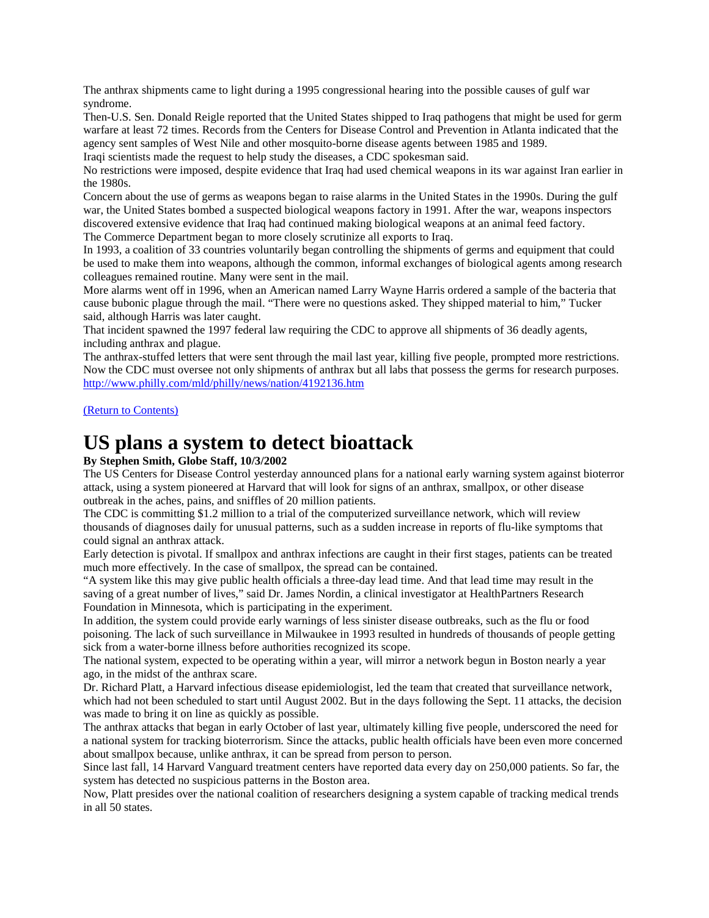The anthrax shipments came to light during a 1995 congressional hearing into the possible causes of gulf war syndrome.

Then-U.S. Sen. Donald Reigle reported that the United States shipped to Iraq pathogens that might be used for germ warfare at least 72 times. Records from the Centers for Disease Control and Prevention in Atlanta indicated that the agency sent samples of West Nile and other mosquito-borne disease agents between 1985 and 1989.

Iraqi scientists made the request to help study the diseases, a CDC spokesman said.

No restrictions were imposed, despite evidence that Iraq had used chemical weapons in its war against Iran earlier in the 1980s.

Concern about the use of germs as weapons began to raise alarms in the United States in the 1990s. During the gulf war, the United States bombed a suspected biological weapons factory in 1991. After the war, weapons inspectors discovered extensive evidence that Iraq had continued making biological weapons at an animal feed factory.

The Commerce Department began to more closely scrutinize all exports to Iraq.

In 1993, a coalition of 33 countries voluntarily began controlling the shipments of germs and equipment that could be used to make them into weapons, although the common, informal exchanges of biological agents among research colleagues remained routine. Many were sent in the mail.

More alarms went off in 1996, when an American named Larry Wayne Harris ordered a sample of the bacteria that cause bubonic plague through the mail. “There were no questions asked. They shipped material to him,” Tucker said, although Harris was later caught.

That incident spawned the 1997 federal law requiring the CDC to approve all shipments of 36 deadly agents, including anthrax and plague.

The anthrax-stuffed letters that were sent through the mail last year, killing five people, prompted more restrictions. Now the CDC must oversee not only shipments of anthrax but all labs that possess the germs for research purposes.

http://www.philly.com/mld/philly/news/nation/4192136.htm

(Return to Contents)

# US plans a system to detect bioattack

**By Stephen Smith, Globe Staff, 10/3/2002**

The US Centers for Disease Control yesterday announced plans for a national early warning system against bioterror attack, using a system pioneered at Harvard that will look for signs of an anthrax, smallpox, or other disease outbreak in the aches, pains, and sniffles of 20 million patients.

The CDC is committing $1.2 million to a trial of the computerized surveillance network, which will review thousands of diagnoses daily for unusual patterns, such as a sudden increase in reports of flu-like symptoms that could signal an anthrax attack.

Early detection is pivotal. If smallpox and anthrax infections are caught in their first stages, patients can be treated much more effectively. In the case of smallpox, the spread can be contained.

“A system like this may give public health officials a three-day lead time. And that lead time may result in the saving of a great number of lives,” said Dr. James Nordin, a clinical investigator at HealthPartners Research Foundation in Minnesota, which is participating in the experiment.

In addition, the system could provide early warnings of less sinister disease outbreaks, such as the flu or food poisoning. The lack of such surveillance in Milwaukee in 1993 resulted in hundreds of thousands of people getting sick from a water-borne illness before authorities recognized its scope.

The national system, expected to be operating within a year, will mirror a network begun in Boston nearly a year ago, in the midst of the anthrax scare.

Dr. Richard Platt, a Harvard infectious disease epidemiologist, led the team that created that surveillance network, which had not been scheduled to start until August 2002. But in the days following the Sept. 11 attacks, the decision was made to bring it on line as quickly as possible.

The anthrax attacks that began in early October of last year, ultimately killing five people, underscored the need for a national system for tracking bioterrorism. Since the attacks, public health officials have been even more concerned about smallpox because, unlike anthrax, it can be spread from person to person.

Since last fall, 14 Harvard Vanguard treatment centers have reported data every day on 250,000 patients. So far, the system has detected no suspicious patterns in the Boston area.

Now, Platt presides over the national coalition of researchers designing a system capable of tracking medical trends in all 50 states.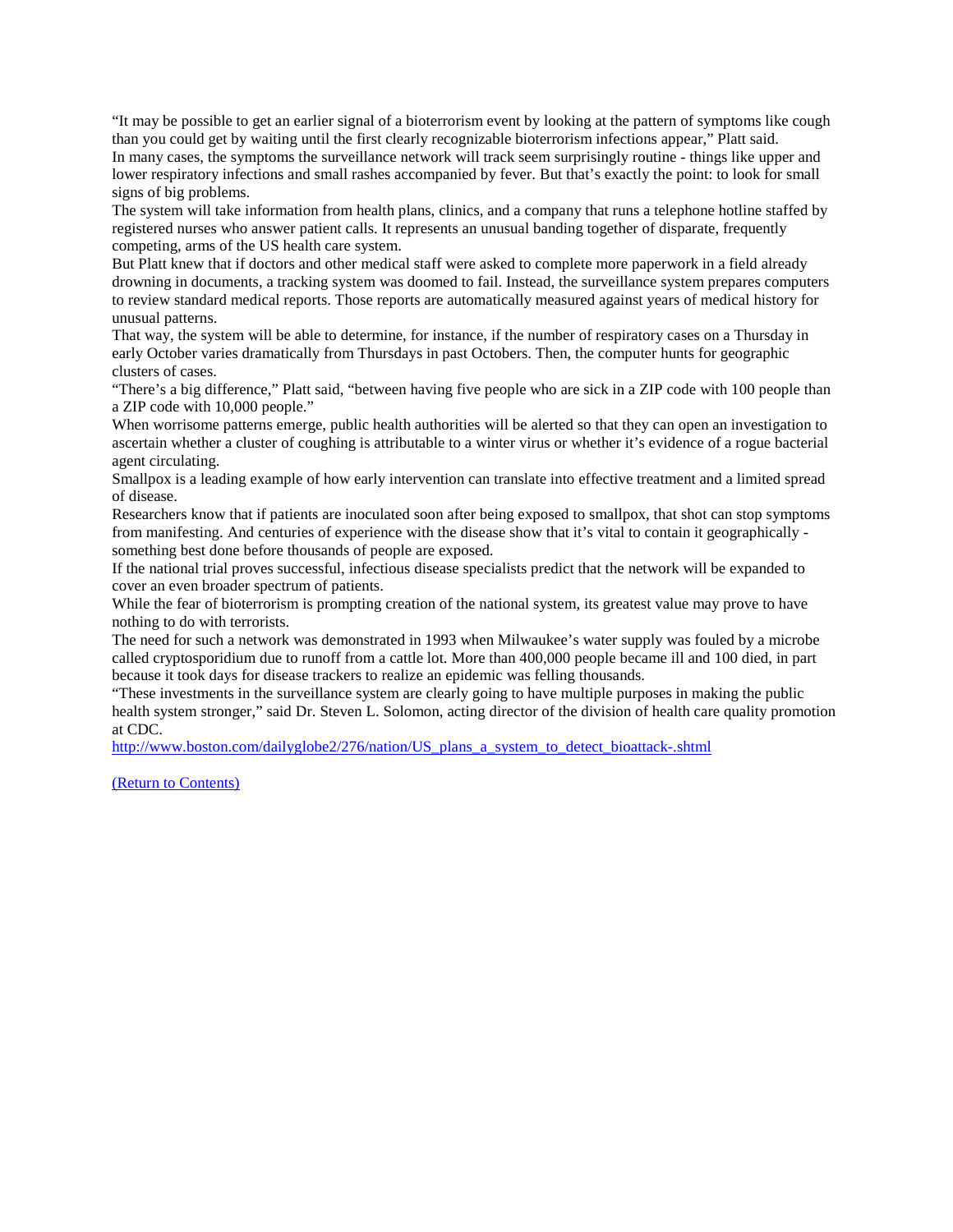"It may be possible to get an earlier signal of a bioterrorism event by looking at the pattern of symptoms like cough than you could get by waiting until the first clearly recognizable bioterrorism infections appear," Platt said.

In many cases, the symptoms the surveillance network will track seem surprisingly routine - things like upper and lower respiratory infections and small rashes accompanied by fever. But that's exactly the point: to look for small signs of big problems.

The system will take information from health plans, clinics, and a company that runs a telephone hotline staffed by registered nurses who answer patient calls. It represents an unusual banding together of disparate, frequently competing, arms of the US health care system.

But Platt knew that if doctors and other medical staff were asked to complete more paperwork in a field already drowning in documents, a tracking system was doomed to fail. Instead, the surveillance system prepares computers to review standard medical reports. Those reports are automatically measured against years of medical history for unusual patterns.

That way, the system will be able to determine, for instance, if the number of respiratory cases on a Thursday in early October varies dramatically from Thursdays in past Octobers. Then, the computer hunts for geographic clusters of cases.

"There's a big difference," Platt said, "between having five people who are sick in a ZIP code with 100 people than a ZIP code with 10,000 people."

When worrisome patterns emerge, public health authorities will be alerted so that they can open an investigation to ascertain whether a cluster of coughing is attributable to a winter virus or whether it's evidence of a rogue bacterial agent circulating.

Smallpox is a leading example of how early intervention can translate into effective treatment and a limited spread of disease.

Researchers know that if patients are inoculated soon after being exposed to smallpox, that shot can stop symptoms from manifesting. And centuries of experience with the disease show that it's vital to contain it geographically - something best done before thousands of people are exposed.

If the national trial proves successful, infectious disease specialists predict that the network will be expanded to cover an even broader spectrum of patients.

While the fear of bioterrorism is prompting creation of the national system, its greatest value may prove to have nothing to do with terrorists.

The need for such a network was demonstrated in 1993 when Milwaukee's water supply was fouled by a microbe called cryptosporidium due to runoff from a cattle lot. More than 400,000 people became ill and 100 died, in part because it took days for disease trackers to realize an epidemic was felling thousands.

"These investments in the surveillance system are clearly going to have multiple purposes in making the public health system stronger," said Dr. Steven L. Solomon, acting director of the division of health care quality promotion at CDC.

http://www.boston.com/dailyglobe2/276/nation/US_plans_a_system_to_detect_bioattack-.shtml

(Return to Contents)